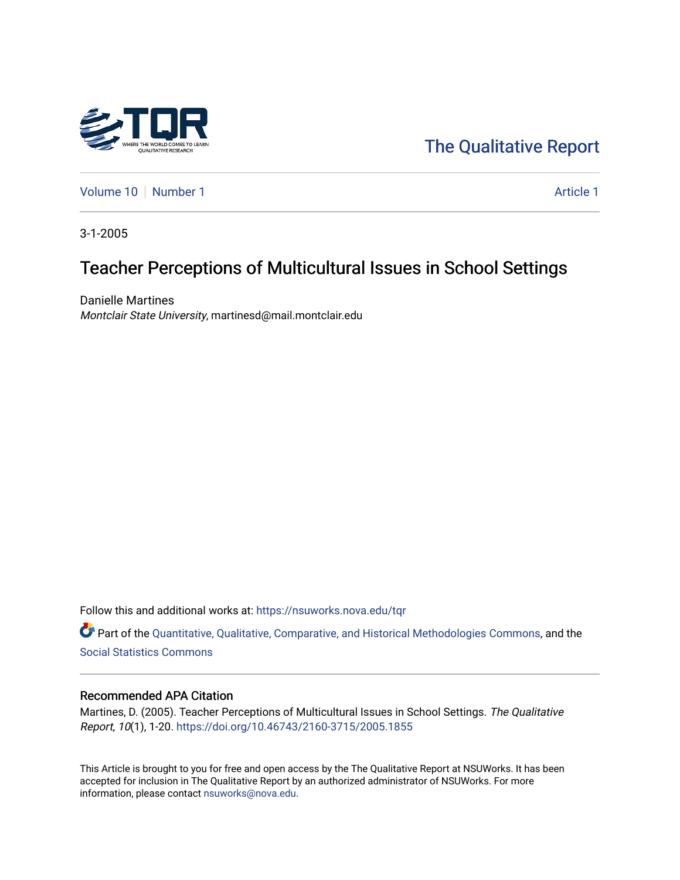The Qualitative Report

Volume 10 | Number 1 | Article 1

3-1-2005

# Teacher Perceptions of Multicultural Issues in School Settings

Danielle Martines
*Montclair State University*, martinesd@mail.montclair.edu

Follow this and additional works at: https://nsuworks.nova.edu/tqr

Part of the Quantitative, Qualitative, Comparative, and Historical Methodologies Commons, and the Social Statistics Commons

## Recommended APA Citation

Martines, D. (2005). Teacher Perceptions of Multicultural Issues in School Settings. *The Qualitative Report*, *10*(1), 1-20. https://doi.org/10.46743/2160-3715/2005.1855

This Article is brought to you for free and open access by the The Qualitative Report at NSUWorks. It has been accepted for inclusion in The Qualitative Report by an authorized administrator of NSUWorks. For more information, please contact nsuworks@nova.edu.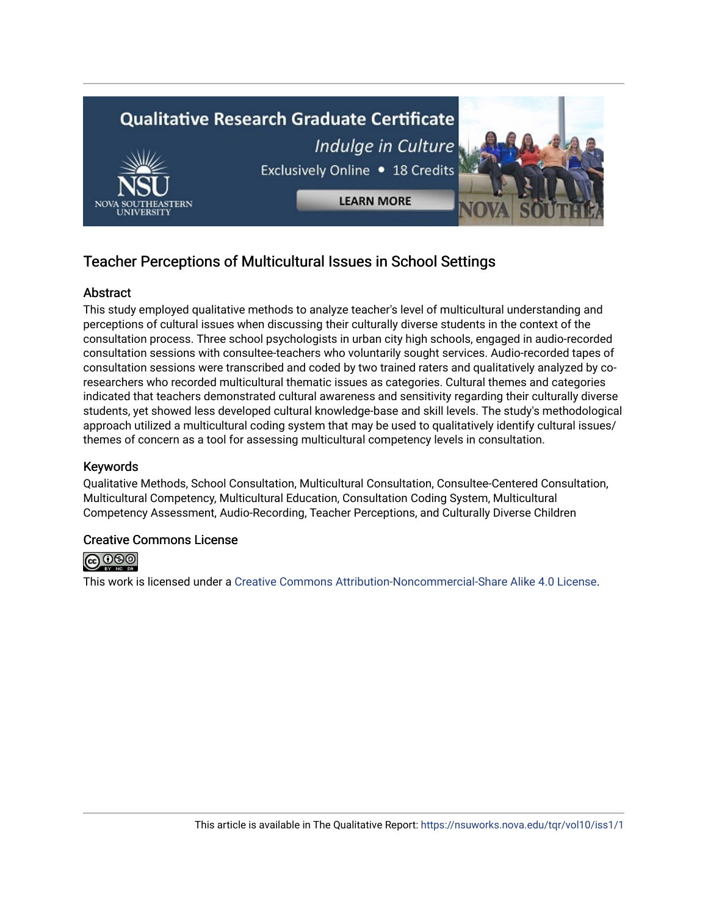## Teacher Perceptions of Multicultural Issues in School Settings

### Abstract

This study employed qualitative methods to analyze teacher's level of multicultural understanding and perceptions of cultural issues when discussing their culturally diverse students in the context of the consultation process. Three school psychologists in urban city high schools, engaged in audio-recorded consultation sessions with consultee-teachers who voluntarily sought services. Audio-recorded tapes of consultation sessions were transcribed and coded by two trained raters and qualitatively analyzed by co-researchers who recorded multicultural thematic issues as categories. Cultural themes and categories indicated that teachers demonstrated cultural awareness and sensitivity regarding their culturally diverse students, yet showed less developed cultural knowledge-base and skill levels. The study's methodological approach utilized a multicultural coding system that may be used to qualitatively identify cultural issues/themes of concern as a tool for assessing multicultural competency levels in consultation.

### Keywords

Qualitative Methods, School Consultation, Multicultural Consultation, Consultee-Centered Consultation, Multicultural Competency, Multicultural Education, Consultation Coding System, Multicultural Competency Assessment, Audio-Recording, Teacher Perceptions, and Culturally Diverse Children

### Creative Commons License

This work is licensed under a Creative Commons Attribution-Noncommercial-Share Alike 4.0 License.

This article is available in The Qualitative Report: https://nsuworks.nova.edu/tqr/vol10/iss1/1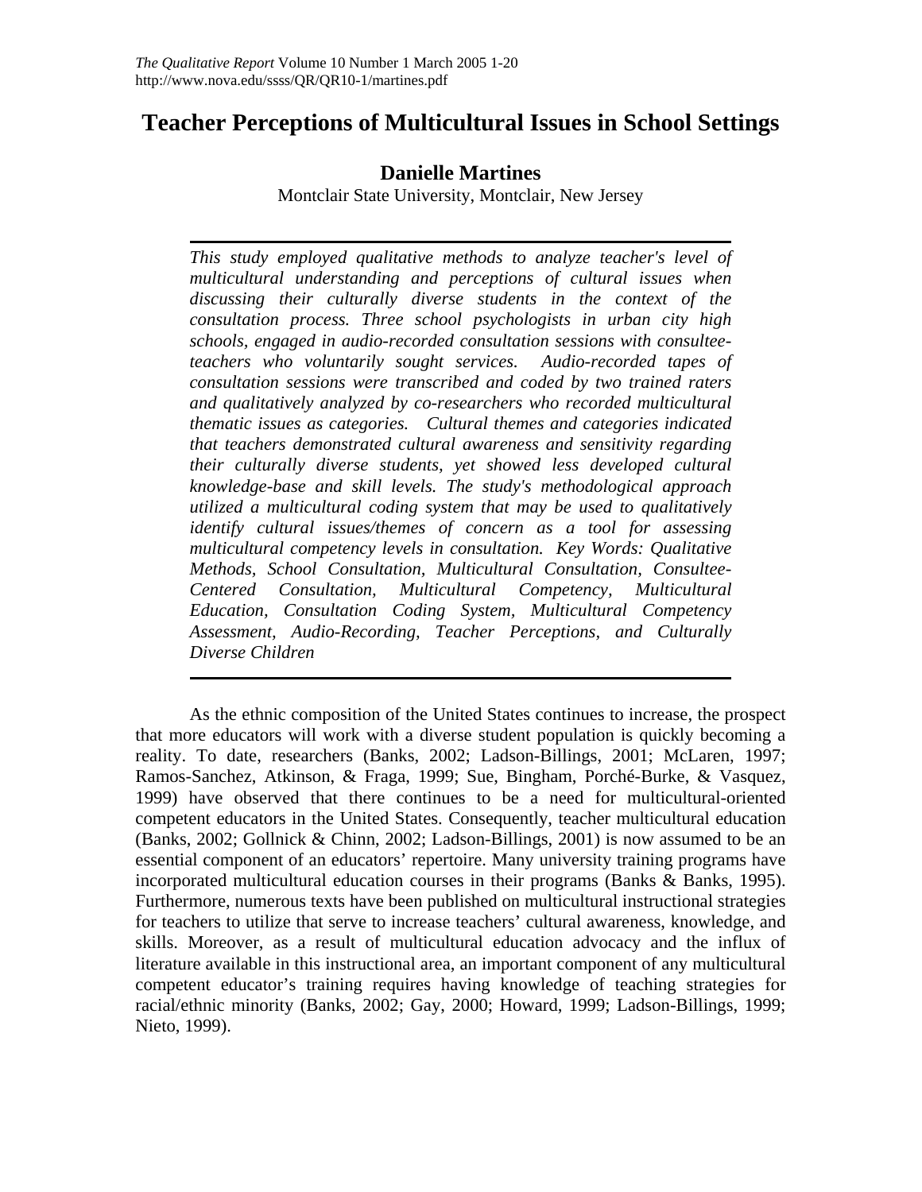# Teacher Perceptions of Multicultural Issues in School Settings

**Danielle Martines**

Montclair State University, Montclair, New Jersey

---

*This study employed qualitative methods to analyze teacher's level of multicultural understanding and perceptions of cultural issues when discussing their culturally diverse students in the context of the consultation process. Three school psychologists in urban city high schools, engaged in audio-recorded consultation sessions with consultee-teachers who voluntarily sought services. Audio-recorded tapes of consultation sessions were transcribed and coded by two trained raters and qualitatively analyzed by co-researchers who recorded multicultural thematic issues as categories. Cultural themes and categories indicated that teachers demonstrated cultural awareness and sensitivity regarding their culturally diverse students, yet showed less developed cultural knowledge-base and skill levels. The study's methodological approach utilized a multicultural coding system that may be used to qualitatively identify cultural issues/themes of concern as a tool for assessing multicultural competency levels in consultation. Key Words: Qualitative Methods, School Consultation, Multicultural Consultation, Consultee-Centered Consultation, Multicultural Competency, Multicultural Education, Consultation Coding System, Multicultural Competency Assessment, Audio-Recording, Teacher Perceptions, and Culturally Diverse Children*

---

As the ethnic composition of the United States continues to increase, the prospect that more educators will work with a diverse student population is quickly becoming a reality. To date, researchers (Banks, 2002; Ladson-Billings, 2001; McLaren, 1997; Ramos-Sanchez, Atkinson, & Fraga, 1999; Sue, Bingham, Porché-Burke, & Vasquez, 1999) have observed that there continues to be a need for multicultural-oriented competent educators in the United States. Consequently, teacher multicultural education (Banks, 2002; Gollnick & Chinn, 2002; Ladson-Billings, 2001) is now assumed to be an essential component of an educators' repertoire. Many university training programs have incorporated multicultural education courses in their programs (Banks & Banks, 1995). Furthermore, numerous texts have been published on multicultural instructional strategies for teachers to utilize that serve to increase teachers' cultural awareness, knowledge, and skills. Moreover, as a result of multicultural education advocacy and the influx of literature available in this instructional area, an important component of any multicultural competent educator's training requires having knowledge of teaching strategies for racial/ethnic minority (Banks, 2002; Gay, 2000; Howard, 1999; Ladson-Billings, 1999; Nieto, 1999).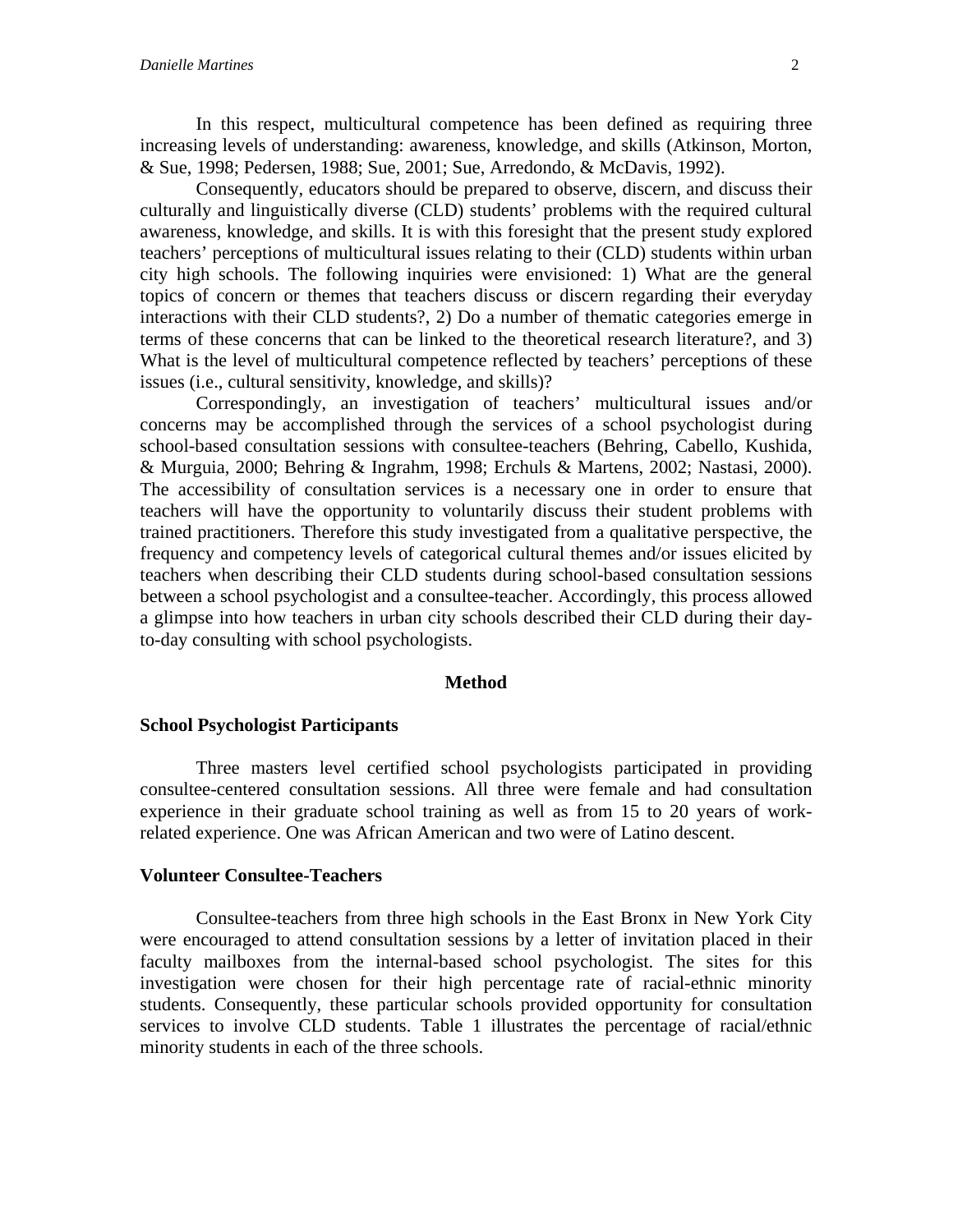In this respect, multicultural competence has been defined as requiring three increasing levels of understanding: awareness, knowledge, and skills (Atkinson, Morton, & Sue, 1998; Pedersen, 1988; Sue, 2001; Sue, Arredondo, & McDavis, 1992).

Consequently, educators should be prepared to observe, discern, and discuss their culturally and linguistically diverse (CLD) students' problems with the required cultural awareness, knowledge, and skills. It is with this foresight that the present study explored teachers' perceptions of multicultural issues relating to their (CLD) students within urban city high schools. The following inquiries were envisioned: 1) What are the general topics of concern or themes that teachers discuss or discern regarding their everyday interactions with their CLD students?, 2) Do a number of thematic categories emerge in terms of these concerns that can be linked to the theoretical research literature?, and 3) What is the level of multicultural competence reflected by teachers' perceptions of these issues (i.e., cultural sensitivity, knowledge, and skills)?

Correspondingly, an investigation of teachers' multicultural issues and/or concerns may be accomplished through the services of a school psychologist during school-based consultation sessions with consultee-teachers (Behring, Cabello, Kushida, & Murguia, 2000; Behring & Ingrahm, 1998; Erchuls & Martens, 2002; Nastasi, 2000). The accessibility of consultation services is a necessary one in order to ensure that teachers will have the opportunity to voluntarily discuss their student problems with trained practitioners. Therefore this study investigated from a qualitative perspective, the frequency and competency levels of categorical cultural themes and/or issues elicited by teachers when describing their CLD students during school-based consultation sessions between a school psychologist and a consultee-teacher. Accordingly, this process allowed a glimpse into how teachers in urban city schools described their CLD during their day-to-day consulting with school psychologists.

## Method

### School Psychologist Participants

Three masters level certified school psychologists participated in providing consultee-centered consultation sessions. All three were female and had consultation experience in their graduate school training as well as from 15 to 20 years of work-related experience. One was African American and two were of Latino descent.

### Volunteer Consultee-Teachers

Consultee-teachers from three high schools in the East Bronx in New York City were encouraged to attend consultation sessions by a letter of invitation placed in their faculty mailboxes from the internal-based school psychologist. The sites for this investigation were chosen for their high percentage rate of racial-ethnic minority students. Consequently, these particular schools provided opportunity for consultation services to involve CLD students. Table 1 illustrates the percentage of racial/ethnic minority students in each of the three schools.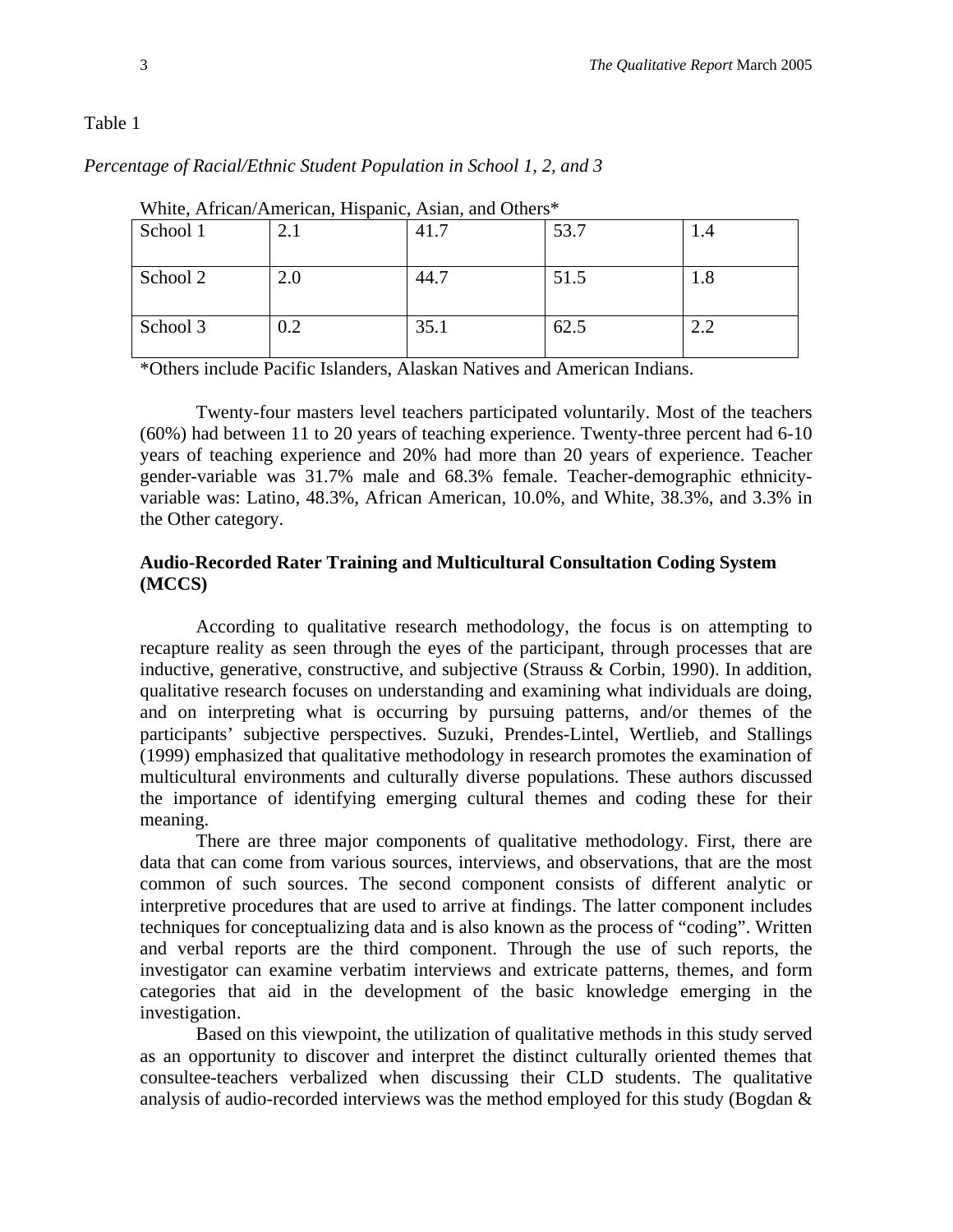Table 1

*Percentage of Racial/Ethnic Student Population in School 1, 2, and 3*

White, African/American, Hispanic, Asian, and Others*

| | | | | |
|---|---|---|---|---|
| School 1 | 2.1 | 41.7 | 53.7 | 1.4 |
| School 2 | 2.0 | 44.7 | 51.5 | 1.8 |
| School 3 | 0.2 | 35.1 | 62.5 | 2.2 |

*Others include Pacific Islanders, Alaskan Natives and American Indians.

Twenty-four masters level teachers participated voluntarily. Most of the teachers (60%) had between 11 to 20 years of teaching experience. Twenty-three percent had 6-10 years of teaching experience and 20% had more than 20 years of experience. Teacher gender-variable was 31.7% male and 68.3% female. Teacher-demographic ethnicity-variable was: Latino, 48.3%, African American, 10.0%, and White, 38.3%, and 3.3% in the Other category.

### Audio-Recorded Rater Training and Multicultural Consultation Coding System (MCCS)

According to qualitative research methodology, the focus is on attempting to recapture reality as seen through the eyes of the participant, through processes that are inductive, generative, constructive, and subjective (Strauss & Corbin, 1990). In addition, qualitative research focuses on understanding and examining what individuals are doing, and on interpreting what is occurring by pursuing patterns, and/or themes of the participants' subjective perspectives. Suzuki, Prendes-Lintel, Wertlieb, and Stallings (1999) emphasized that qualitative methodology in research promotes the examination of multicultural environments and culturally diverse populations. These authors discussed the importance of identifying emerging cultural themes and coding these for their meaning.

There are three major components of qualitative methodology. First, there are data that can come from various sources, interviews, and observations, that are the most common of such sources. The second component consists of different analytic or interpretive procedures that are used to arrive at findings. The latter component includes techniques for conceptualizing data and is also known as the process of "coding". Written and verbal reports are the third component. Through the use of such reports, the investigator can examine verbatim interviews and extricate patterns, themes, and form categories that aid in the development of the basic knowledge emerging in the investigation.

Based on this viewpoint, the utilization of qualitative methods in this study served as an opportunity to discover and interpret the distinct culturally oriented themes that consultee-teachers verbalized when discussing their CLD students. The qualitative analysis of audio-recorded interviews was the method employed for this study (Bogdan &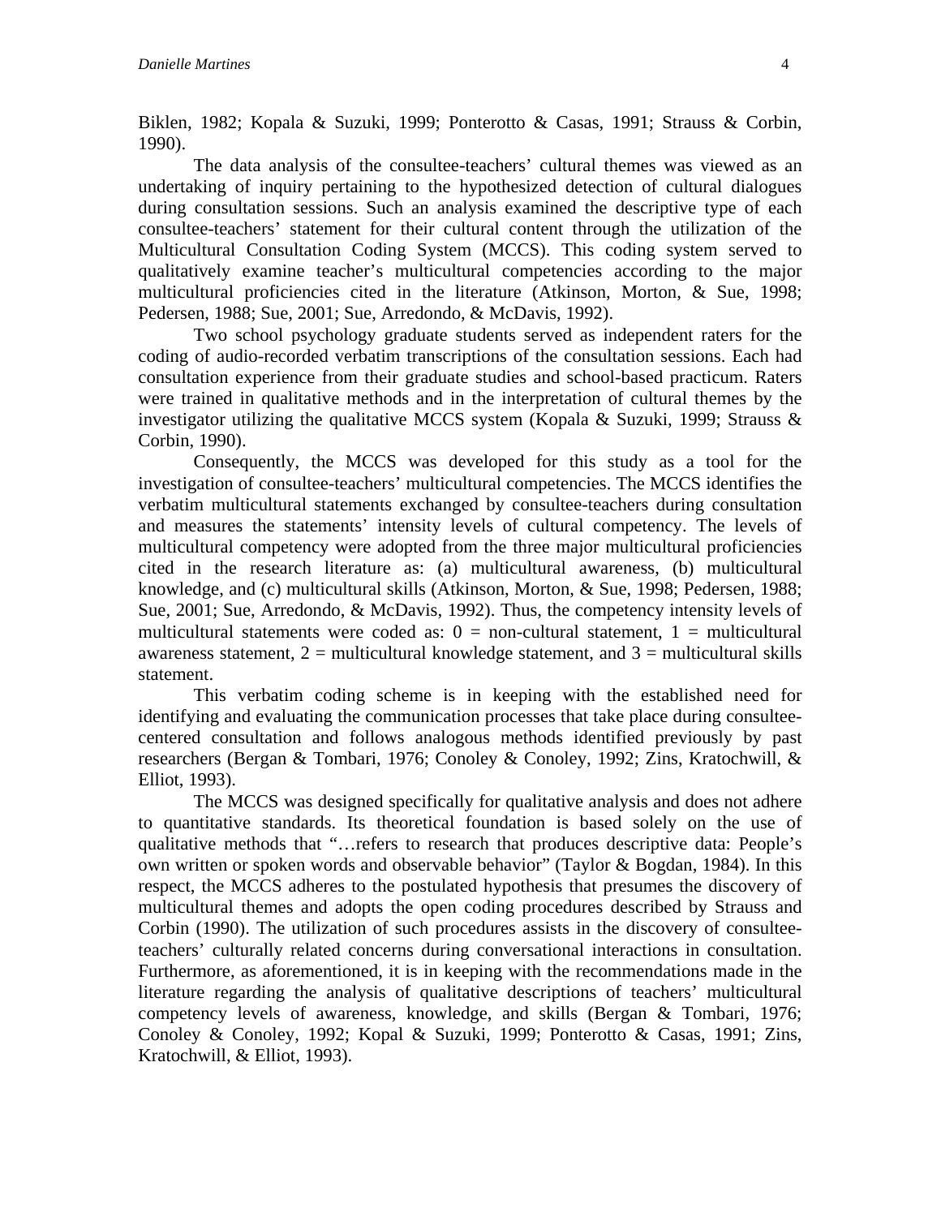Biklen, 1982; Kopala & Suzuki, 1999; Ponterotto & Casas, 1991; Strauss & Corbin, 1990).

The data analysis of the consultee-teachers' cultural themes was viewed as an undertaking of inquiry pertaining to the hypothesized detection of cultural dialogues during consultation sessions. Such an analysis examined the descriptive type of each consultee-teachers' statement for their cultural content through the utilization of the Multicultural Consultation Coding System (MCCS). This coding system served to qualitatively examine teacher's multicultural competencies according to the major multicultural proficiencies cited in the literature (Atkinson, Morton, & Sue, 1998; Pedersen, 1988; Sue, 2001; Sue, Arredondo, & McDavis, 1992).

Two school psychology graduate students served as independent raters for the coding of audio-recorded verbatim transcriptions of the consultation sessions. Each had consultation experience from their graduate studies and school-based practicum. Raters were trained in qualitative methods and in the interpretation of cultural themes by the investigator utilizing the qualitative MCCS system (Kopala & Suzuki, 1999; Strauss & Corbin, 1990).

Consequently, the MCCS was developed for this study as a tool for the investigation of consultee-teachers' multicultural competencies. The MCCS identifies the verbatim multicultural statements exchanged by consultee-teachers during consultation and measures the statements' intensity levels of cultural competency. The levels of multicultural competency were adopted from the three major multicultural proficiencies cited in the research literature as: (a) multicultural awareness, (b) multicultural knowledge, and (c) multicultural skills (Atkinson, Morton, & Sue, 1998; Pedersen, 1988; Sue, 2001; Sue, Arredondo, & McDavis, 1992). Thus, the competency intensity levels of multicultural statements were coded as: 0 = non-cultural statement, 1 = multicultural awareness statement, 2 = multicultural knowledge statement, and 3 = multicultural skills statement.

This verbatim coding scheme is in keeping with the established need for identifying and evaluating the communication processes that take place during consultee-centered consultation and follows analogous methods identified previously by past researchers (Bergan & Tombari, 1976; Conoley & Conoley, 1992; Zins, Kratochwill, & Elliot, 1993).

The MCCS was designed specifically for qualitative analysis and does not adhere to quantitative standards. Its theoretical foundation is based solely on the use of qualitative methods that "…refers to research that produces descriptive data: People's own written or spoken words and observable behavior" (Taylor & Bogdan, 1984). In this respect, the MCCS adheres to the postulated hypothesis that presumes the discovery of multicultural themes and adopts the open coding procedures described by Strauss and Corbin (1990). The utilization of such procedures assists in the discovery of consultee-teachers' culturally related concerns during conversational interactions in consultation. Furthermore, as aforementioned, it is in keeping with the recommendations made in the literature regarding the analysis of qualitative descriptions of teachers' multicultural competency levels of awareness, knowledge, and skills (Bergan & Tombari, 1976; Conoley & Conoley, 1992; Kopal & Suzuki, 1999; Ponterotto & Casas, 1991; Zins, Kratochwill, & Elliot, 1993).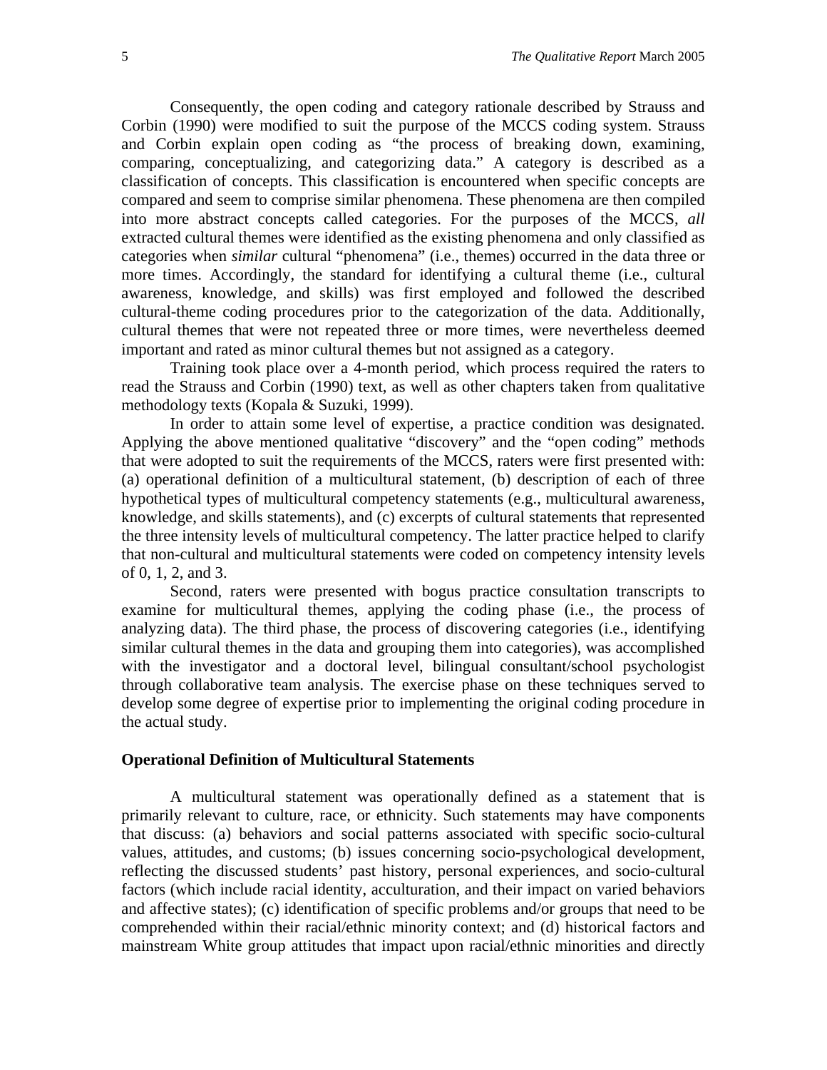Consequently, the open coding and category rationale described by Strauss and Corbin (1990) were modified to suit the purpose of the MCCS coding system. Strauss and Corbin explain open coding as "the process of breaking down, examining, comparing, conceptualizing, and categorizing data." A category is described as a classification of concepts. This classification is encountered when specific concepts are compared and seem to comprise similar phenomena. These phenomena are then compiled into more abstract concepts called categories. For the purposes of the MCCS, *all* extracted cultural themes were identified as the existing phenomena and only classified as categories when *similar* cultural "phenomena" (i.e., themes) occurred in the data three or more times. Accordingly, the standard for identifying a cultural theme (i.e., cultural awareness, knowledge, and skills) was first employed and followed the described cultural-theme coding procedures prior to the categorization of the data. Additionally, cultural themes that were not repeated three or more times, were nevertheless deemed important and rated as minor cultural themes but not assigned as a category.

Training took place over a 4-month period, which process required the raters to read the Strauss and Corbin (1990) text, as well as other chapters taken from qualitative methodology texts (Kopala & Suzuki, 1999).

In order to attain some level of expertise, a practice condition was designated. Applying the above mentioned qualitative "discovery" and the "open coding" methods that were adopted to suit the requirements of the MCCS, raters were first presented with: (a) operational definition of a multicultural statement, (b) description of each of three hypothetical types of multicultural competency statements (e.g., multicultural awareness, knowledge, and skills statements), and (c) excerpts of cultural statements that represented the three intensity levels of multicultural competency. The latter practice helped to clarify that non-cultural and multicultural statements were coded on competency intensity levels of 0, 1, 2, and 3.

Second, raters were presented with bogus practice consultation transcripts to examine for multicultural themes, applying the coding phase (i.e., the process of analyzing data). The third phase, the process of discovering categories (i.e., identifying similar cultural themes in the data and grouping them into categories), was accomplished with the investigator and a doctoral level, bilingual consultant/school psychologist through collaborative team analysis. The exercise phase on these techniques served to develop some degree of expertise prior to implementing the original coding procedure in the actual study.

**Operational Definition of Multicultural Statements**

A multicultural statement was operationally defined as a statement that is primarily relevant to culture, race, or ethnicity. Such statements may have components that discuss: (a) behaviors and social patterns associated with specific socio-cultural values, attitudes, and customs; (b) issues concerning socio-psychological development, reflecting the discussed students' past history, personal experiences, and socio-cultural factors (which include racial identity, acculturation, and their impact on varied behaviors and affective states); (c) identification of specific problems and/or groups that need to be comprehended within their racial/ethnic minority context; and (d) historical factors and mainstream White group attitudes that impact upon racial/ethnic minorities and directly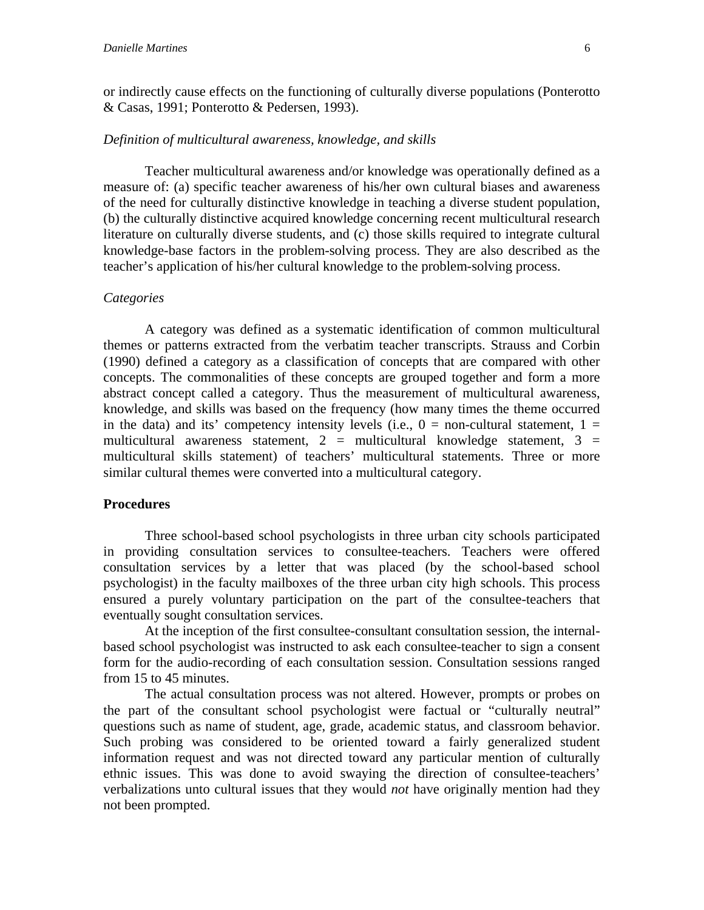or indirectly cause effects on the functioning of culturally diverse populations (Ponterotto & Casas, 1991; Ponterotto & Pedersen, 1993).

*Definition of multicultural awareness, knowledge, and skills*

Teacher multicultural awareness and/or knowledge was operationally defined as a measure of: (a) specific teacher awareness of his/her own cultural biases and awareness of the need for culturally distinctive knowledge in teaching a diverse student population, (b) the culturally distinctive acquired knowledge concerning recent multicultural research literature on culturally diverse students, and (c) those skills required to integrate cultural knowledge-base factors in the problem-solving process. They are also described as the teacher's application of his/her cultural knowledge to the problem-solving process.

*Categories*

A category was defined as a systematic identification of common multicultural themes or patterns extracted from the verbatim teacher transcripts. Strauss and Corbin (1990) defined a category as a classification of concepts that are compared with other concepts. The commonalities of these concepts are grouped together and form a more abstract concept called a category. Thus the measurement of multicultural awareness, knowledge, and skills was based on the frequency (how many times the theme occurred in the data) and its' competency intensity levels (i.e., 0 = non-cultural statement, 1 = multicultural awareness statement, 2 = multicultural knowledge statement, 3 = multicultural skills statement) of teachers' multicultural statements. Three or more similar cultural themes were converted into a multicultural category.

**Procedures**

Three school-based school psychologists in three urban city schools participated in providing consultation services to consultee-teachers. Teachers were offered consultation services by a letter that was placed (by the school-based school psychologist) in the faculty mailboxes of the three urban city high schools. This process ensured a purely voluntary participation on the part of the consultee-teachers that eventually sought consultation services.

At the inception of the first consultee-consultant consultation session, the internal-based school psychologist was instructed to ask each consultee-teacher to sign a consent form for the audio-recording of each consultation session. Consultation sessions ranged from 15 to 45 minutes.

The actual consultation process was not altered. However, prompts or probes on the part of the consultant school psychologist were factual or "culturally neutral" questions such as name of student, age, grade, academic status, and classroom behavior. Such probing was considered to be oriented toward a fairly generalized student information request and was not directed toward any particular mention of culturally ethnic issues. This was done to avoid swaying the direction of consultee-teachers' verbalizations unto cultural issues that they would *not* have originally mention had they not been prompted.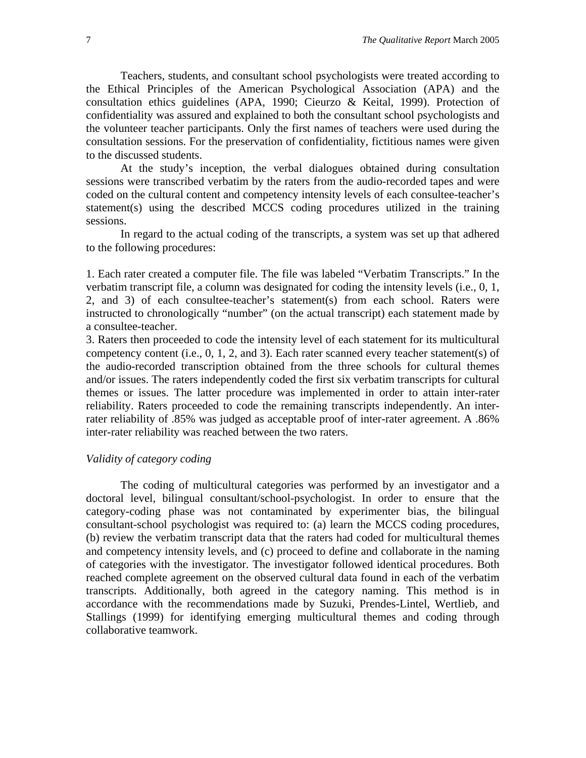Teachers, students, and consultant school psychologists were treated according to the Ethical Principles of the American Psychological Association (APA) and the consultation ethics guidelines (APA, 1990; Cieurzo & Keital, 1999). Protection of confidentiality was assured and explained to both the consultant school psychologists and the volunteer teacher participants. Only the first names of teachers were used during the consultation sessions. For the preservation of confidentiality, fictitious names were given to the discussed students.

At the study's inception, the verbal dialogues obtained during consultation sessions were transcribed verbatim by the raters from the audio-recorded tapes and were coded on the cultural content and competency intensity levels of each consultee-teacher's statement(s) using the described MCCS coding procedures utilized in the training sessions.

In regard to the actual coding of the transcripts, a system was set up that adhered to the following procedures:

1. Each rater created a computer file. The file was labeled "Verbatim Transcripts." In the verbatim transcript file, a column was designated for coding the intensity levels (i.e., 0, 1, 2, and 3) of each consultee-teacher's statement(s) from each school. Raters were instructed to chronologically "number" (on the actual transcript) each statement made by a consultee-teacher.

3. Raters then proceeded to code the intensity level of each statement for its multicultural competency content (i.e., 0, 1, 2, and 3). Each rater scanned every teacher statement(s) of the audio-recorded transcription obtained from the three schools for cultural themes and/or issues. The raters independently coded the first six verbatim transcripts for cultural themes or issues. The latter procedure was implemented in order to attain inter-rater reliability. Raters proceeded to code the remaining transcripts independently. An inter-rater reliability of .85% was judged as acceptable proof of inter-rater agreement. A .86% inter-rater reliability was reached between the two raters.

### *Validity of category coding*

The coding of multicultural categories was performed by an investigator and a doctoral level, bilingual consultant/school-psychologist. In order to ensure that the category-coding phase was not contaminated by experimenter bias, the bilingual consultant-school psychologist was required to: (a) learn the MCCS coding procedures, (b) review the verbatim transcript data that the raters had coded for multicultural themes and competency intensity levels, and (c) proceed to define and collaborate in the naming of categories with the investigator. The investigator followed identical procedures. Both reached complete agreement on the observed cultural data found in each of the verbatim transcripts. Additionally, both agreed in the category naming. This method is in accordance with the recommendations made by Suzuki, Prendes-Lintel, Wertlieb, and Stallings (1999) for identifying emerging multicultural themes and coding through collaborative teamwork.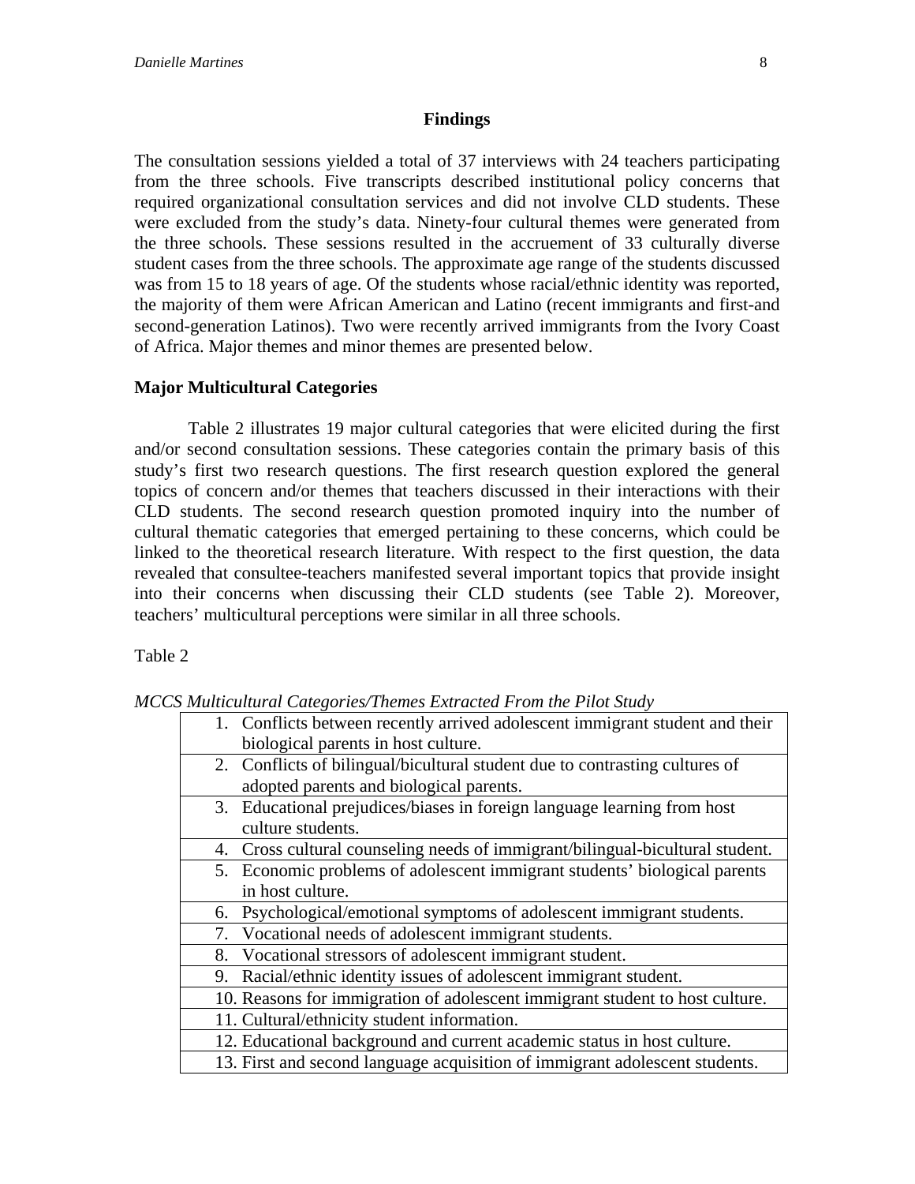## Findings

The consultation sessions yielded a total of 37 interviews with 24 teachers participating from the three schools. Five transcripts described institutional policy concerns that required organizational consultation services and did not involve CLD students. These were excluded from the study's data. Ninety-four cultural themes were generated from the three schools. These sessions resulted in the accruement of 33 culturally diverse student cases from the three schools. The approximate age range of the students discussed was from 15 to 18 years of age. Of the students whose racial/ethnic identity was reported, the majority of them were African American and Latino (recent immigrants and first-and second-generation Latinos). Two were recently arrived immigrants from the Ivory Coast of Africa. Major themes and minor themes are presented below.

### Major Multicultural Categories

Table 2 illustrates 19 major cultural categories that were elicited during the first and/or second consultation sessions. These categories contain the primary basis of this study's first two research questions. The first research question explored the general topics of concern and/or themes that teachers discussed in their interactions with their CLD students. The second research question promoted inquiry into the number of cultural thematic categories that emerged pertaining to these concerns, which could be linked to the theoretical research literature. With respect to the first question, the data revealed that consultee-teachers manifested several important topics that provide insight into their concerns when discussing their CLD students (see Table 2). Moreover, teachers' multicultural perceptions were similar in all three schools.

Table 2

*MCCS Multicultural Categories/Themes Extracted From the Pilot Study*

| |
|---|
| 1. Conflicts between recently arrived adolescent immigrant student and their biological parents in host culture. |
| 2. Conflicts of bilingual/bicultural student due to contrasting cultures of adopted parents and biological parents. |
| 3. Educational prejudices/biases in foreign language learning from host culture students. |
| 4. Cross cultural counseling needs of immigrant/bilingual-bicultural student. |
| 5. Economic problems of adolescent immigrant students' biological parents in host culture. |
| 6. Psychological/emotional symptoms of adolescent immigrant students. |
| 7. Vocational needs of adolescent immigrant students. |
| 8. Vocational stressors of adolescent immigrant student. |
| 9. Racial/ethnic identity issues of adolescent immigrant student. |
| 10. Reasons for immigration of adolescent immigrant student to host culture. |
| 11. Cultural/ethnicity student information. |
| 12. Educational background and current academic status in host culture. |
| 13. First and second language acquisition of immigrant adolescent students. |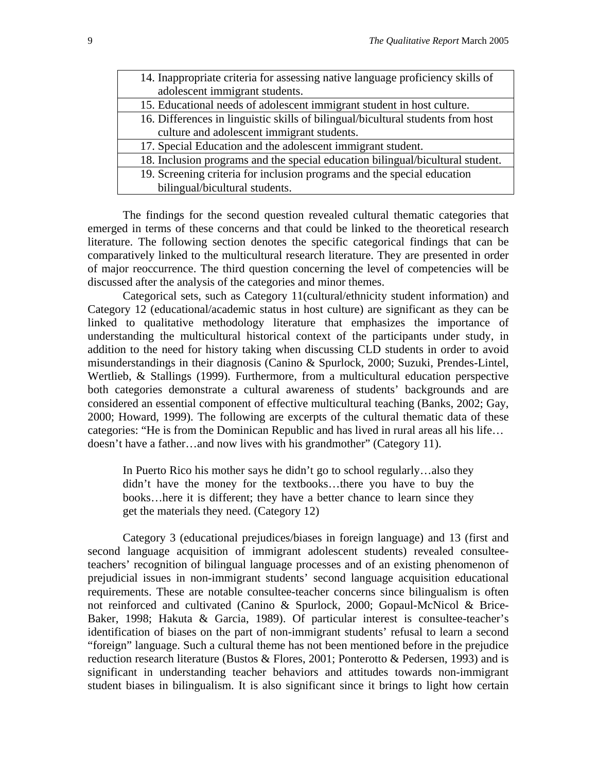| |
|---|
| 14. Inappropriate criteria for assessing native language proficiency skills of adolescent immigrant students. |
| 15. Educational needs of adolescent immigrant student in host culture. |
| 16. Differences in linguistic skills of bilingual/bicultural students from host culture and adolescent immigrant students. |
| 17. Special Education and the adolescent immigrant student. |
| 18. Inclusion programs and the special education bilingual/bicultural student. |
| 19. Screening criteria for inclusion programs and the special education bilingual/bicultural students. |

The findings for the second question revealed cultural thematic categories that emerged in terms of these concerns and that could be linked to the theoretical research literature. The following section denotes the specific categorical findings that can be comparatively linked to the multicultural research literature. They are presented in order of major reoccurrence. The third question concerning the level of competencies will be discussed after the analysis of the categories and minor themes.

Categorical sets, such as Category 11(cultural/ethnicity student information) and Category 12 (educational/academic status in host culture) are significant as they can be linked to qualitative methodology literature that emphasizes the importance of understanding the multicultural historical context of the participants under study, in addition to the need for history taking when discussing CLD students in order to avoid misunderstandings in their diagnosis (Canino & Spurlock, 2000; Suzuki, Prendes-Lintel, Wertlieb, & Stallings (1999). Furthermore, from a multicultural education perspective both categories demonstrate a cultural awareness of students' backgrounds and are considered an essential component of effective multicultural teaching (Banks, 2002; Gay, 2000; Howard, 1999). The following are excerpts of the cultural thematic data of these categories: "He is from the Dominican Republic and has lived in rural areas all his life… doesn't have a father…and now lives with his grandmother" (Category 11).

> In Puerto Rico his mother says he didn't go to school regularly…also they didn't have the money for the textbooks…there you have to buy the books…here it is different; they have a better chance to learn since they get the materials they need. (Category 12)

Category 3 (educational prejudices/biases in foreign language) and 13 (first and second language acquisition of immigrant adolescent students) revealed consultee-teachers' recognition of bilingual language processes and of an existing phenomenon of prejudicial issues in non-immigrant students' second language acquisition educational requirements. These are notable consultee-teacher concerns since bilingualism is often not reinforced and cultivated (Canino & Spurlock, 2000; Gopaul-McNicol & Brice-Baker, 1998; Hakuta & Garcia, 1989). Of particular interest is consultee-teacher's identification of biases on the part of non-immigrant students' refusal to learn a second "foreign" language. Such a cultural theme has not been mentioned before in the prejudice reduction research literature (Bustos & Flores, 2001; Ponterotto & Pedersen, 1993) and is significant in understanding teacher behaviors and attitudes towards non-immigrant student biases in bilingualism. It is also significant since it brings to light how certain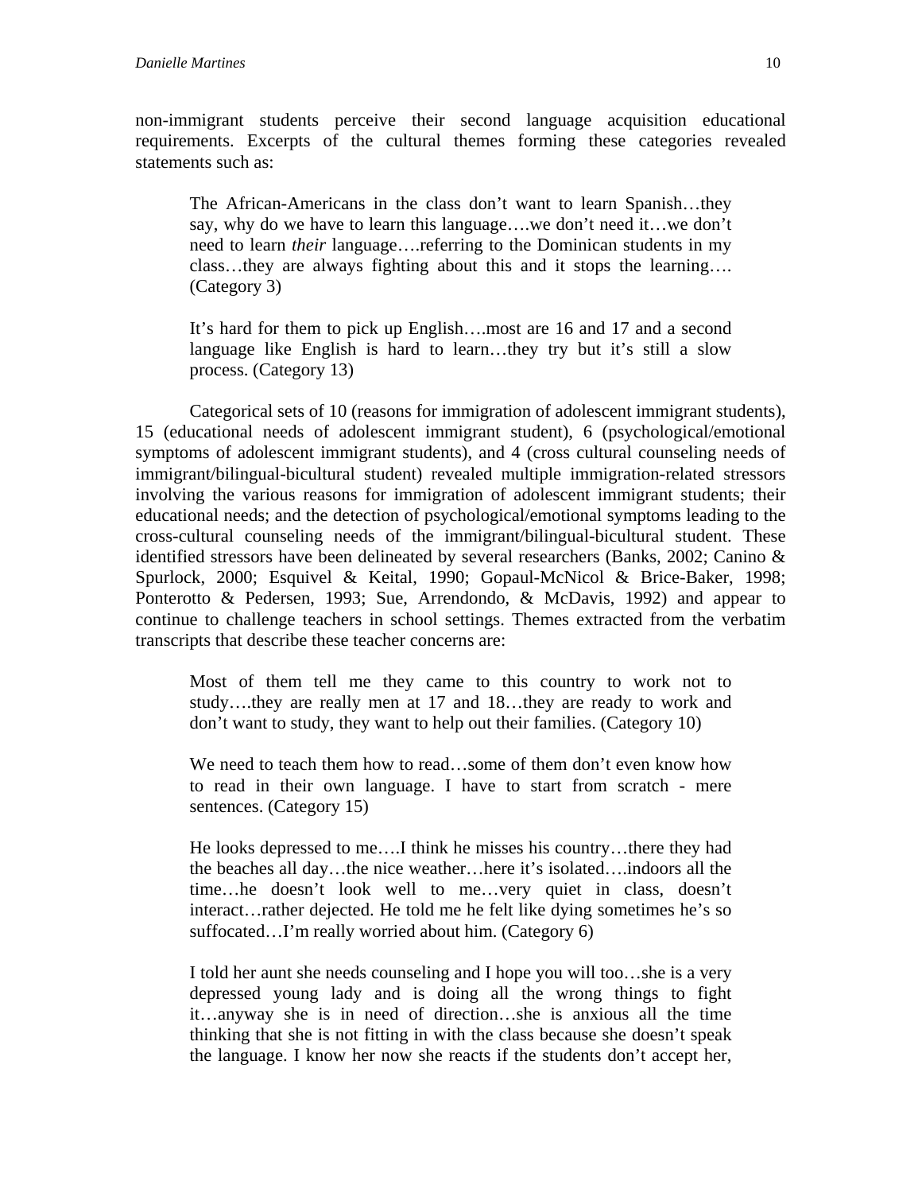non-immigrant students perceive their second language acquisition educational requirements. Excerpts of the cultural themes forming these categories revealed statements such as:

> The African-Americans in the class don't want to learn Spanish…they say, why do we have to learn this language….we don't need it…we don't need to learn *their* language….referring to the Dominican students in my class…they are always fighting about this and it stops the learning…. (Category 3)

> It's hard for them to pick up English….most are 16 and 17 and a second language like English is hard to learn…they try but it's still a slow process. (Category 13)

Categorical sets of 10 (reasons for immigration of adolescent immigrant students), 15 (educational needs of adolescent immigrant student), 6 (psychological/emotional symptoms of adolescent immigrant students), and 4 (cross cultural counseling needs of immigrant/bilingual-bicultural student) revealed multiple immigration-related stressors involving the various reasons for immigration of adolescent immigrant students; their educational needs; and the detection of psychological/emotional symptoms leading to the cross-cultural counseling needs of the immigrant/bilingual-bicultural student. These identified stressors have been delineated by several researchers (Banks, 2002; Canino & Spurlock, 2000; Esquivel & Keital, 1990; Gopaul-McNicol & Brice-Baker, 1998; Ponterotto & Pedersen, 1993; Sue, Arrendondo, & McDavis, 1992) and appear to continue to challenge teachers in school settings. Themes extracted from the verbatim transcripts that describe these teacher concerns are:

> Most of them tell me they came to this country to work not to study….they are really men at 17 and 18…they are ready to work and don't want to study, they want to help out their families. (Category 10)

> We need to teach them how to read…some of them don't even know how to read in their own language. I have to start from scratch - mere sentences. (Category 15)

> He looks depressed to me….I think he misses his country…there they had the beaches all day…the nice weather…here it's isolated….indoors all the time…he doesn't look well to me…very quiet in class, doesn't interact…rather dejected. He told me he felt like dying sometimes he's so suffocated…I'm really worried about him. (Category 6)

> I told her aunt she needs counseling and I hope you will too…she is a very depressed young lady and is doing all the wrong things to fight it…anyway she is in need of direction…she is anxious all the time thinking that she is not fitting in with the class because she doesn't speak the language. I know her now she reacts if the students don't accept her,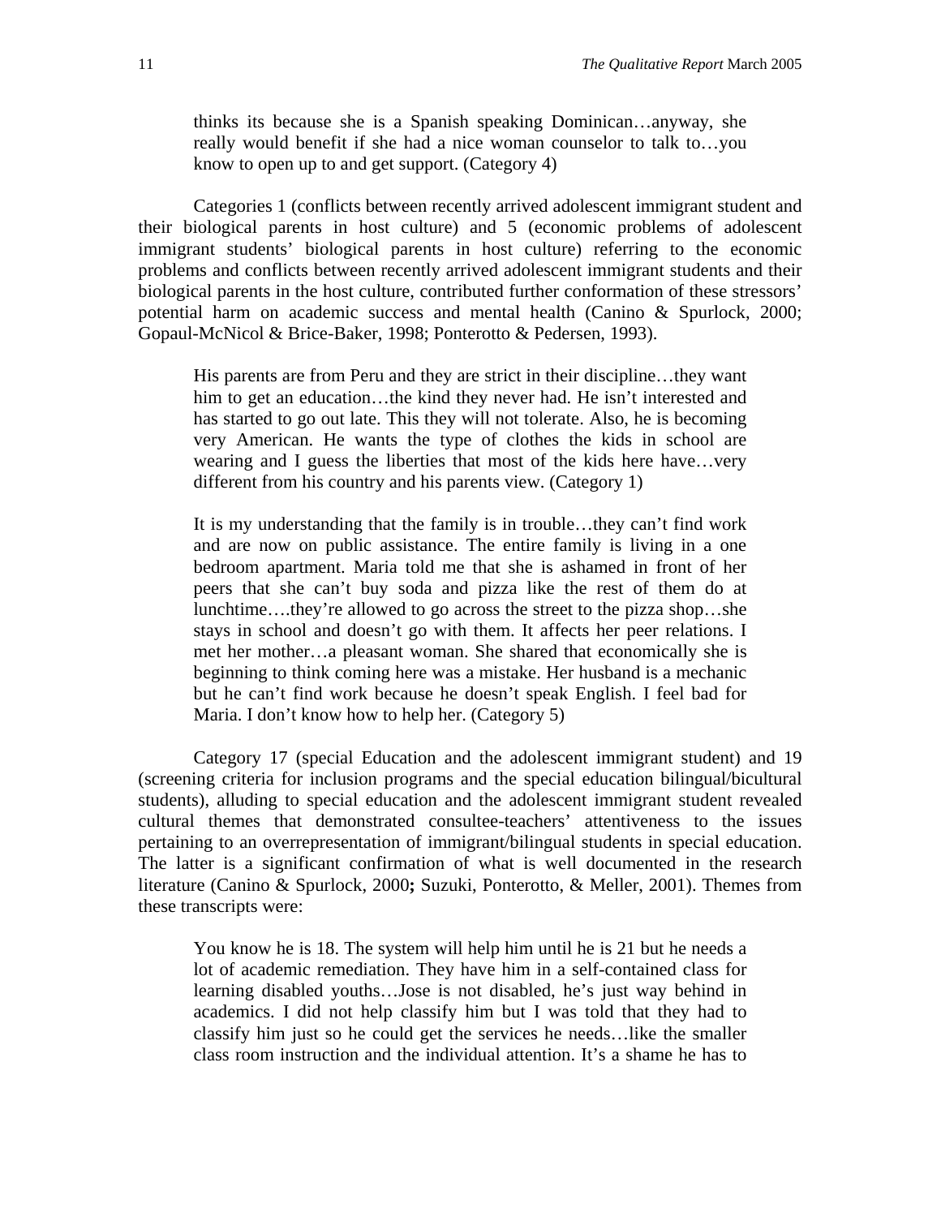> thinks its because she is a Spanish speaking Dominican…anyway, she really would benefit if she had a nice woman counselor to talk to…you know to open up to and get support. (Category 4)

Categories 1 (conflicts between recently arrived adolescent immigrant student and their biological parents in host culture) and 5 (economic problems of adolescent immigrant students' biological parents in host culture) referring to the economic problems and conflicts between recently arrived adolescent immigrant students and their biological parents in the host culture, contributed further conformation of these stressors' potential harm on academic success and mental health (Canino & Spurlock, 2000; Gopaul-McNicol & Brice-Baker, 1998; Ponterotto & Pedersen, 1993).

> His parents are from Peru and they are strict in their discipline…they want him to get an education…the kind they never had. He isn't interested and has started to go out late. This they will not tolerate. Also, he is becoming very American. He wants the type of clothes the kids in school are wearing and I guess the liberties that most of the kids here have…very different from his country and his parents view. (Category 1)

> It is my understanding that the family is in trouble…they can't find work and are now on public assistance. The entire family is living in a one bedroom apartment. Maria told me that she is ashamed in front of her peers that she can't buy soda and pizza like the rest of them do at lunchtime….they're allowed to go across the street to the pizza shop…she stays in school and doesn't go with them. It affects her peer relations. I met her mother…a pleasant woman. She shared that economically she is beginning to think coming here was a mistake. Her husband is a mechanic but he can't find work because he doesn't speak English. I feel bad for Maria. I don't know how to help her. (Category 5)

Category 17 (special Education and the adolescent immigrant student) and 19 (screening criteria for inclusion programs and the special education bilingual/bicultural students), alluding to special education and the adolescent immigrant student revealed cultural themes that demonstrated consultee-teachers' attentiveness to the issues pertaining to an overrepresentation of immigrant/bilingual students in special education. The latter is a significant confirmation of what is well documented in the research literature (Canino & Spurlock, 2000**;** Suzuki, Ponterotto, & Meller, 2001). Themes from these transcripts were:

> You know he is 18. The system will help him until he is 21 but he needs a lot of academic remediation. They have him in a self-contained class for learning disabled youths…Jose is not disabled, he's just way behind in academics. I did not help classify him but I was told that they had to classify him just so he could get the services he needs…like the smaller class room instruction and the individual attention. It's a shame he has to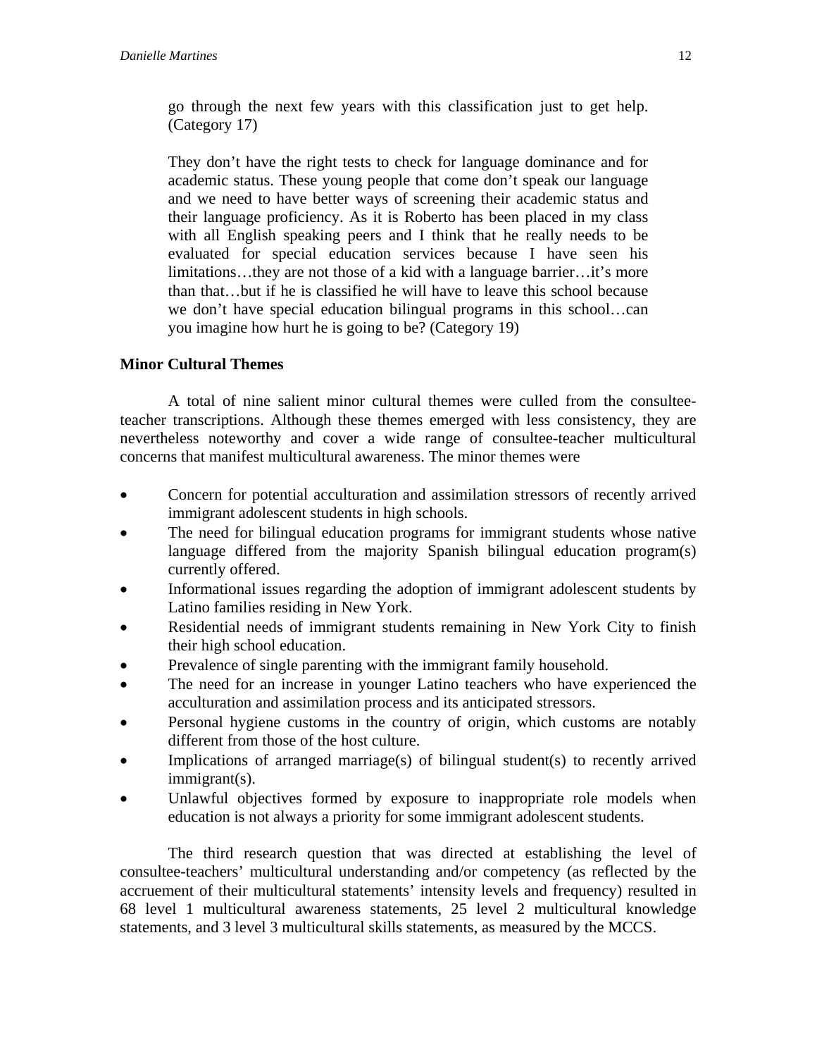go through the next few years with this classification just to get help. (Category 17)

> They don't have the right tests to check for language dominance and for academic status. These young people that come don't speak our language and we need to have better ways of screening their academic status and their language proficiency. As it is Roberto has been placed in my class with all English speaking peers and I think that he really needs to be evaluated for special education services because I have seen his limitations…they are not those of a kid with a language barrier…it's more than that…but if he is classified he will have to leave this school because we don't have special education bilingual programs in this school…can you imagine how hurt he is going to be? (Category 19)

**Minor Cultural Themes**

A total of nine salient minor cultural themes were culled from the consultee-teacher transcriptions. Although these themes emerged with less consistency, they are nevertheless noteworthy and cover a wide range of consultee-teacher multicultural concerns that manifest multicultural awareness. The minor themes were

- Concern for potential acculturation and assimilation stressors of recently arrived immigrant adolescent students in high schools.
- The need for bilingual education programs for immigrant students whose native language differed from the majority Spanish bilingual education program(s) currently offered.
- Informational issues regarding the adoption of immigrant adolescent students by Latino families residing in New York.
- Residential needs of immigrant students remaining in New York City to finish their high school education.
- Prevalence of single parenting with the immigrant family household.
- The need for an increase in younger Latino teachers who have experienced the acculturation and assimilation process and its anticipated stressors.
- Personal hygiene customs in the country of origin, which customs are notably different from those of the host culture.
- Implications of arranged marriage(s) of bilingual student(s) to recently arrived immigrant(s).
- Unlawful objectives formed by exposure to inappropriate role models when education is not always a priority for some immigrant adolescent students.

The third research question that was directed at establishing the level of consultee-teachers' multicultural understanding and/or competency (as reflected by the accruement of their multicultural statements' intensity levels and frequency) resulted in 68 level 1 multicultural awareness statements, 25 level 2 multicultural knowledge statements, and 3 level 3 multicultural skills statements, as measured by the MCCS.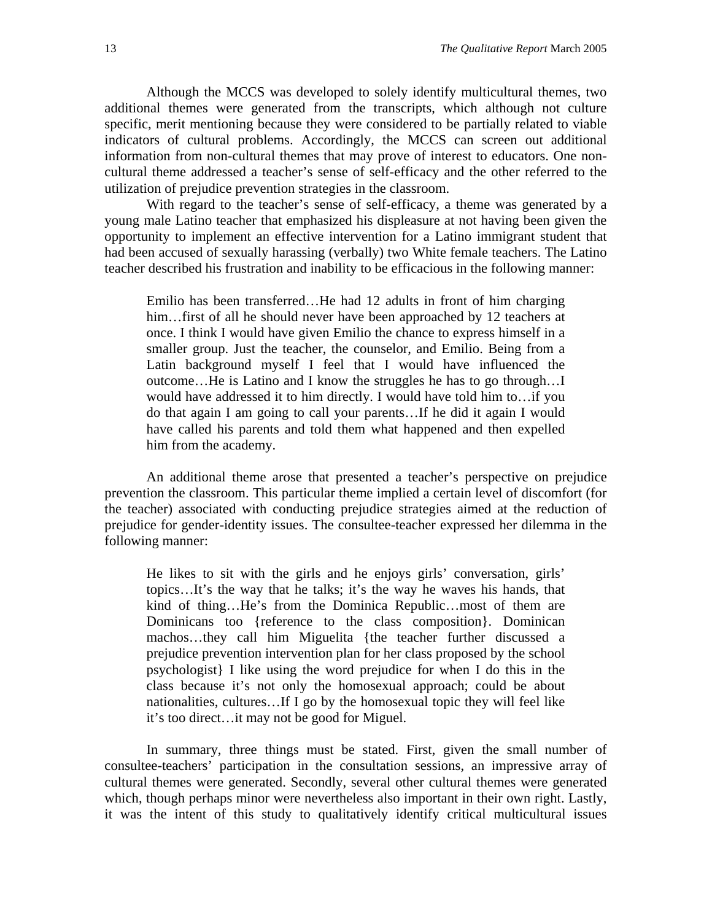Although the MCCS was developed to solely identify multicultural themes, two additional themes were generated from the transcripts, which although not culture specific, merit mentioning because they were considered to be partially related to viable indicators of cultural problems. Accordingly, the MCCS can screen out additional information from non-cultural themes that may prove of interest to educators. One non-cultural theme addressed a teacher's sense of self-efficacy and the other referred to the utilization of prejudice prevention strategies in the classroom.

With regard to the teacher's sense of self-efficacy, a theme was generated by a young male Latino teacher that emphasized his displeasure at not having been given the opportunity to implement an effective intervention for a Latino immigrant student that had been accused of sexually harassing (verbally) two White female teachers. The Latino teacher described his frustration and inability to be efficacious in the following manner:

> Emilio has been transferred…He had 12 adults in front of him charging him…first of all he should never have been approached by 12 teachers at once. I think I would have given Emilio the chance to express himself in a smaller group. Just the teacher, the counselor, and Emilio. Being from a Latin background myself I feel that I would have influenced the outcome…He is Latino and I know the struggles he has to go through…I would have addressed it to him directly. I would have told him to…if you do that again I am going to call your parents…If he did it again I would have called his parents and told them what happened and then expelled him from the academy.

An additional theme arose that presented a teacher's perspective on prejudice prevention the classroom. This particular theme implied a certain level of discomfort (for the teacher) associated with conducting prejudice strategies aimed at the reduction of prejudice for gender-identity issues. The consultee-teacher expressed her dilemma in the following manner:

> He likes to sit with the girls and he enjoys girls' conversation, girls' topics…It's the way that he talks; it's the way he waves his hands, that kind of thing…He's from the Dominica Republic…most of them are Dominicans too {reference to the class composition}. Dominican machos…they call him Miguelita {the teacher further discussed a prejudice prevention intervention plan for her class proposed by the school psychologist} I like using the word prejudice for when I do this in the class because it's not only the homosexual approach; could be about nationalities, cultures…If I go by the homosexual topic they will feel like it's too direct…it may not be good for Miguel.

In summary, three things must be stated. First, given the small number of consultee-teachers' participation in the consultation sessions, an impressive array of cultural themes were generated. Secondly, several other cultural themes were generated which, though perhaps minor were nevertheless also important in their own right. Lastly, it was the intent of this study to qualitatively identify critical multicultural issues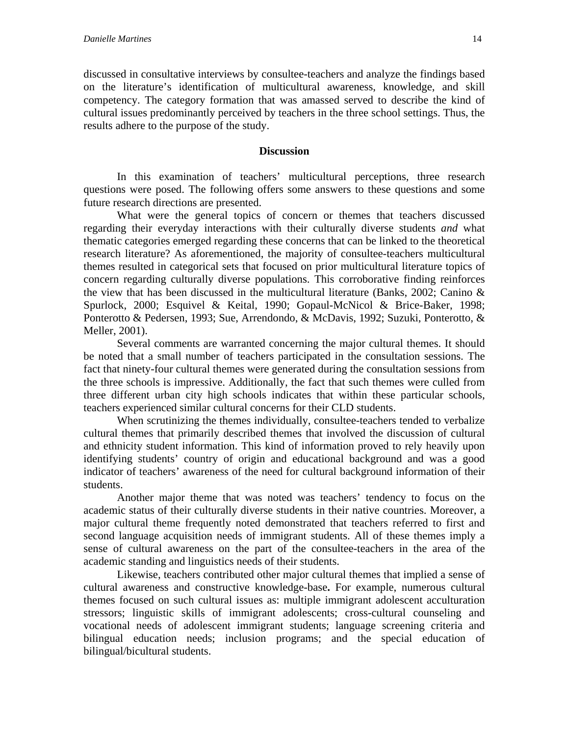discussed in consultative interviews by consultee-teachers and analyze the findings based on the literature's identification of multicultural awareness, knowledge, and skill competency. The category formation that was amassed served to describe the kind of cultural issues predominantly perceived by teachers in the three school settings. Thus, the results adhere to the purpose of the study.

## Discussion

In this examination of teachers' multicultural perceptions, three research questions were posed. The following offers some answers to these questions and some future research directions are presented.

What were the general topics of concern or themes that teachers discussed regarding their everyday interactions with their culturally diverse students *and* what thematic categories emerged regarding these concerns that can be linked to the theoretical research literature? As aforementioned, the majority of consultee-teachers multicultural themes resulted in categorical sets that focused on prior multicultural literature topics of concern regarding culturally diverse populations. This corroborative finding reinforces the view that has been discussed in the multicultural literature (Banks, 2002; Canino & Spurlock, 2000; Esquivel & Keital, 1990; Gopaul-McNicol & Brice-Baker, 1998; Ponterotto & Pedersen, 1993; Sue, Arrendondo, & McDavis, 1992; Suzuki, Ponterotto, & Meller, 2001).

Several comments are warranted concerning the major cultural themes. It should be noted that a small number of teachers participated in the consultation sessions. The fact that ninety-four cultural themes were generated during the consultation sessions from the three schools is impressive. Additionally, the fact that such themes were culled from three different urban city high schools indicates that within these particular schools, teachers experienced similar cultural concerns for their CLD students.

When scrutinizing the themes individually, consultee-teachers tended to verbalize cultural themes that primarily described themes that involved the discussion of cultural and ethnicity student information. This kind of information proved to rely heavily upon identifying students' country of origin and educational background and was a good indicator of teachers' awareness of the need for cultural background information of their students.

Another major theme that was noted was teachers' tendency to focus on the academic status of their culturally diverse students in their native countries. Moreover, a major cultural theme frequently noted demonstrated that teachers referred to first and second language acquisition needs of immigrant students. All of these themes imply a sense of cultural awareness on the part of the consultee-teachers in the area of the academic standing and linguistics needs of their students.

Likewise, teachers contributed other major cultural themes that implied a sense of cultural awareness and constructive knowledge-base**.** For example, numerous cultural themes focused on such cultural issues as: multiple immigrant adolescent acculturation stressors; linguistic skills of immigrant adolescents; cross-cultural counseling and vocational needs of adolescent immigrant students; language screening criteria and bilingual education needs; inclusion programs; and the special education of bilingual/bicultural students.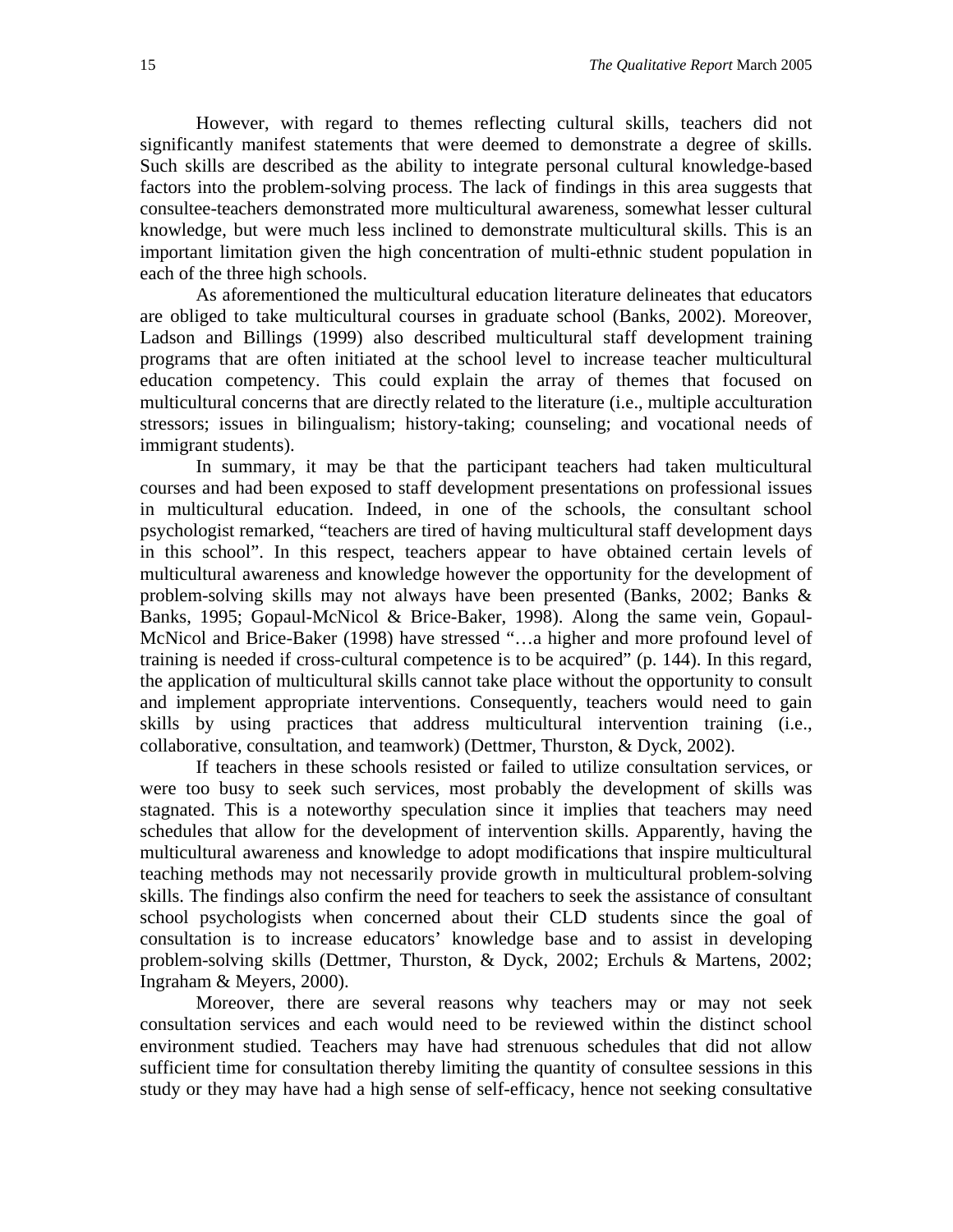However, with regard to themes reflecting cultural skills, teachers did not significantly manifest statements that were deemed to demonstrate a degree of skills. Such skills are described as the ability to integrate personal cultural knowledge-based factors into the problem-solving process. The lack of findings in this area suggests that consultee-teachers demonstrated more multicultural awareness, somewhat lesser cultural knowledge, but were much less inclined to demonstrate multicultural skills. This is an important limitation given the high concentration of multi-ethnic student population in each of the three high schools.

As aforementioned the multicultural education literature delineates that educators are obliged to take multicultural courses in graduate school (Banks, 2002). Moreover, Ladson and Billings (1999) also described multicultural staff development training programs that are often initiated at the school level to increase teacher multicultural education competency. This could explain the array of themes that focused on multicultural concerns that are directly related to the literature (i.e., multiple acculturation stressors; issues in bilingualism; history-taking; counseling; and vocational needs of immigrant students).

In summary, it may be that the participant teachers had taken multicultural courses and had been exposed to staff development presentations on professional issues in multicultural education. Indeed, in one of the schools, the consultant school psychologist remarked, "teachers are tired of having multicultural staff development days in this school". In this respect, teachers appear to have obtained certain levels of multicultural awareness and knowledge however the opportunity for the development of problem-solving skills may not always have been presented (Banks, 2002; Banks & Banks, 1995; Gopaul-McNicol & Brice-Baker, 1998). Along the same vein, Gopaul-McNicol and Brice-Baker (1998) have stressed "…a higher and more profound level of training is needed if cross-cultural competence is to be acquired" (p. 144). In this regard, the application of multicultural skills cannot take place without the opportunity to consult and implement appropriate interventions. Consequently, teachers would need to gain skills by using practices that address multicultural intervention training (i.e., collaborative, consultation, and teamwork) (Dettmer, Thurston, & Dyck, 2002).

If teachers in these schools resisted or failed to utilize consultation services, or were too busy to seek such services, most probably the development of skills was stagnated. This is a noteworthy speculation since it implies that teachers may need schedules that allow for the development of intervention skills. Apparently, having the multicultural awareness and knowledge to adopt modifications that inspire multicultural teaching methods may not necessarily provide growth in multicultural problem-solving skills. The findings also confirm the need for teachers to seek the assistance of consultant school psychologists when concerned about their CLD students since the goal of consultation is to increase educators' knowledge base and to assist in developing problem-solving skills (Dettmer, Thurston, & Dyck, 2002; Erchuls & Martens, 2002; Ingraham & Meyers, 2000).

Moreover, there are several reasons why teachers may or may not seek consultation services and each would need to be reviewed within the distinct school environment studied. Teachers may have had strenuous schedules that did not allow sufficient time for consultation thereby limiting the quantity of consultee sessions in this study or they may have had a high sense of self-efficacy, hence not seeking consultative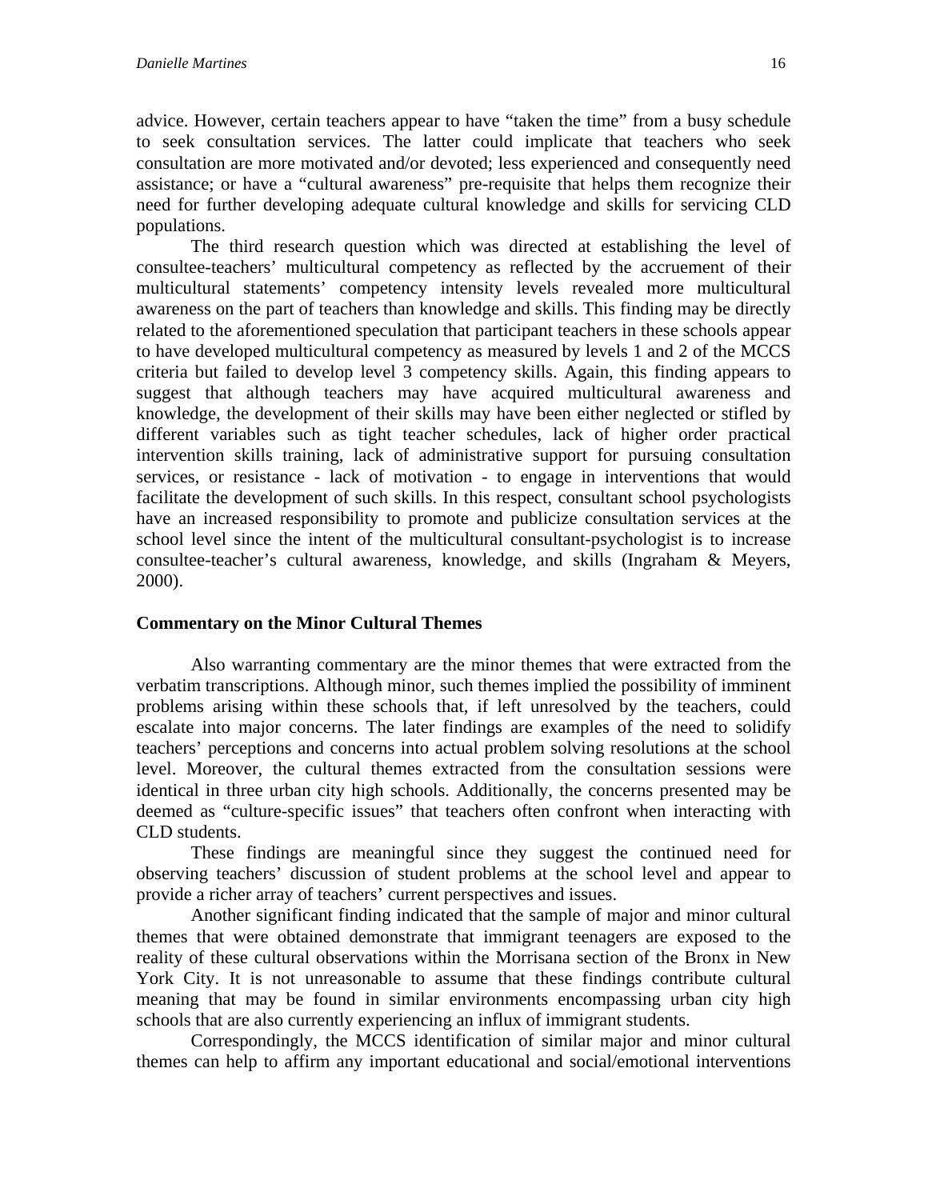advice. However, certain teachers appear to have "taken the time" from a busy schedule to seek consultation services. The latter could implicate that teachers who seek consultation are more motivated and/or devoted; less experienced and consequently need assistance; or have a "cultural awareness" pre-requisite that helps them recognize their need for further developing adequate cultural knowledge and skills for servicing CLD populations.

The third research question which was directed at establishing the level of consultee-teachers' multicultural competency as reflected by the accruement of their multicultural statements' competency intensity levels revealed more multicultural awareness on the part of teachers than knowledge and skills. This finding may be directly related to the aforementioned speculation that participant teachers in these schools appear to have developed multicultural competency as measured by levels 1 and 2 of the MCCS criteria but failed to develop level 3 competency skills. Again, this finding appears to suggest that although teachers may have acquired multicultural awareness and knowledge, the development of their skills may have been either neglected or stifled by different variables such as tight teacher schedules, lack of higher order practical intervention skills training, lack of administrative support for pursuing consultation services, or resistance - lack of motivation - to engage in interventions that would facilitate the development of such skills. In this respect, consultant school psychologists have an increased responsibility to promote and publicize consultation services at the school level since the intent of the multicultural consultant-psychologist is to increase consultee-teacher's cultural awareness, knowledge, and skills (Ingraham & Meyers, 2000).

**Commentary on the Minor Cultural Themes**

Also warranting commentary are the minor themes that were extracted from the verbatim transcriptions. Although minor, such themes implied the possibility of imminent problems arising within these schools that, if left unresolved by the teachers, could escalate into major concerns. The later findings are examples of the need to solidify teachers' perceptions and concerns into actual problem solving resolutions at the school level. Moreover, the cultural themes extracted from the consultation sessions were identical in three urban city high schools. Additionally, the concerns presented may be deemed as "culture-specific issues" that teachers often confront when interacting with CLD students.

These findings are meaningful since they suggest the continued need for observing teachers' discussion of student problems at the school level and appear to provide a richer array of teachers' current perspectives and issues.

Another significant finding indicated that the sample of major and minor cultural themes that were obtained demonstrate that immigrant teenagers are exposed to the reality of these cultural observations within the Morrisana section of the Bronx in New York City. It is not unreasonable to assume that these findings contribute cultural meaning that may be found in similar environments encompassing urban city high schools that are also currently experiencing an influx of immigrant students.

Correspondingly, the MCCS identification of similar major and minor cultural themes can help to affirm any important educational and social/emotional interventions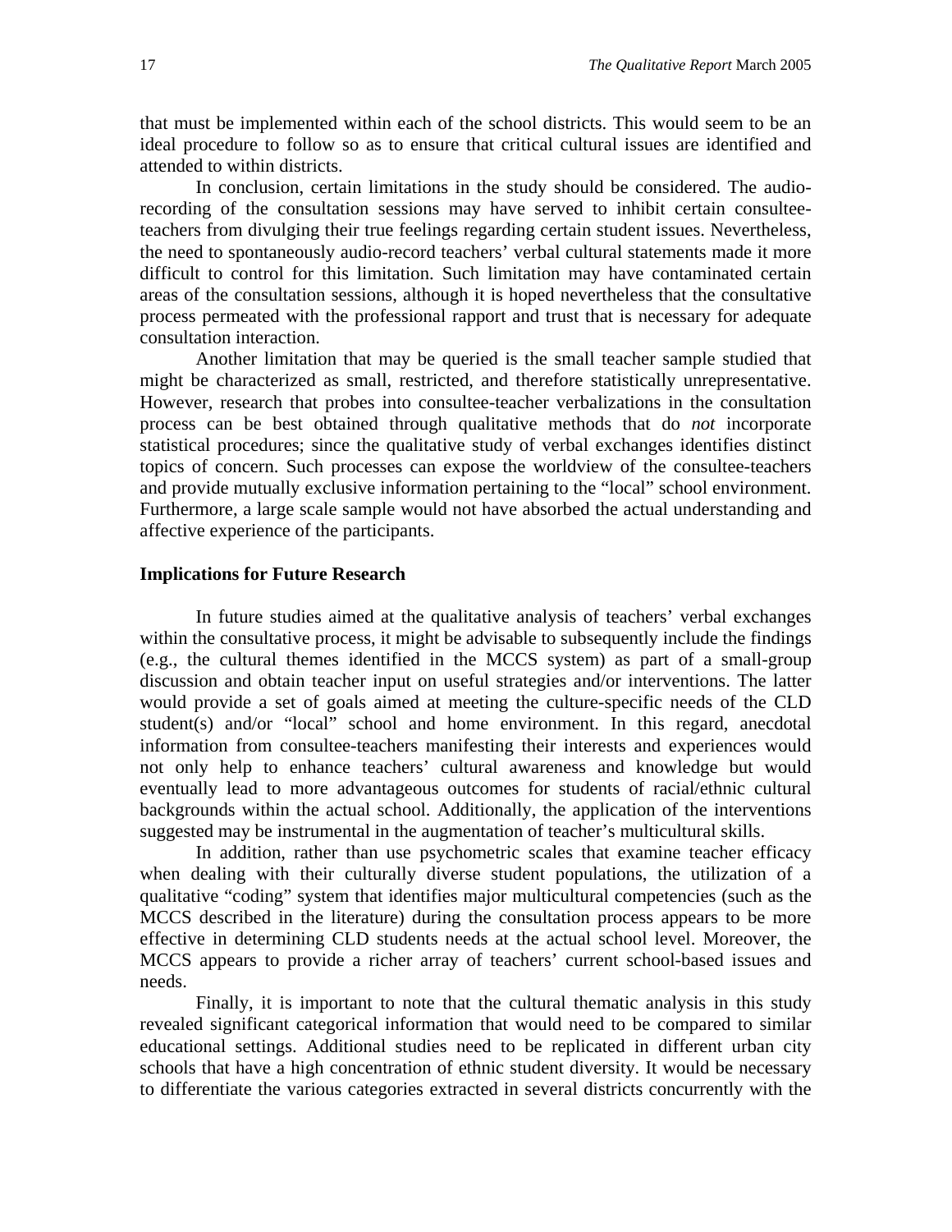that must be implemented within each of the school districts. This would seem to be an ideal procedure to follow so as to ensure that critical cultural issues are identified and attended to within districts.

In conclusion, certain limitations in the study should be considered. The audio-recording of the consultation sessions may have served to inhibit certain consultee-teachers from divulging their true feelings regarding certain student issues. Nevertheless, the need to spontaneously audio-record teachers' verbal cultural statements made it more difficult to control for this limitation. Such limitation may have contaminated certain areas of the consultation sessions, although it is hoped nevertheless that the consultative process permeated with the professional rapport and trust that is necessary for adequate consultation interaction.

Another limitation that may be queried is the small teacher sample studied that might be characterized as small, restricted, and therefore statistically unrepresentative. However, research that probes into consultee-teacher verbalizations in the consultation process can be best obtained through qualitative methods that do *not* incorporate statistical procedures; since the qualitative study of verbal exchanges identifies distinct topics of concern. Such processes can expose the worldview of the consultee-teachers and provide mutually exclusive information pertaining to the "local" school environment. Furthermore, a large scale sample would not have absorbed the actual understanding and affective experience of the participants.

### Implications for Future Research

In future studies aimed at the qualitative analysis of teachers' verbal exchanges within the consultative process, it might be advisable to subsequently include the findings (e.g., the cultural themes identified in the MCCS system) as part of a small-group discussion and obtain teacher input on useful strategies and/or interventions. The latter would provide a set of goals aimed at meeting the culture-specific needs of the CLD student(s) and/or "local" school and home environment. In this regard, anecdotal information from consultee-teachers manifesting their interests and experiences would not only help to enhance teachers' cultural awareness and knowledge but would eventually lead to more advantageous outcomes for students of racial/ethnic cultural backgrounds within the actual school. Additionally, the application of the interventions suggested may be instrumental in the augmentation of teacher's multicultural skills.

In addition, rather than use psychometric scales that examine teacher efficacy when dealing with their culturally diverse student populations, the utilization of a qualitative "coding" system that identifies major multicultural competencies (such as the MCCS described in the literature) during the consultation process appears to be more effective in determining CLD students needs at the actual school level. Moreover, the MCCS appears to provide a richer array of teachers' current school-based issues and needs.

Finally, it is important to note that the cultural thematic analysis in this study revealed significant categorical information that would need to be compared to similar educational settings. Additional studies need to be replicated in different urban city schools that have a high concentration of ethnic student diversity. It would be necessary to differentiate the various categories extracted in several districts concurrently with the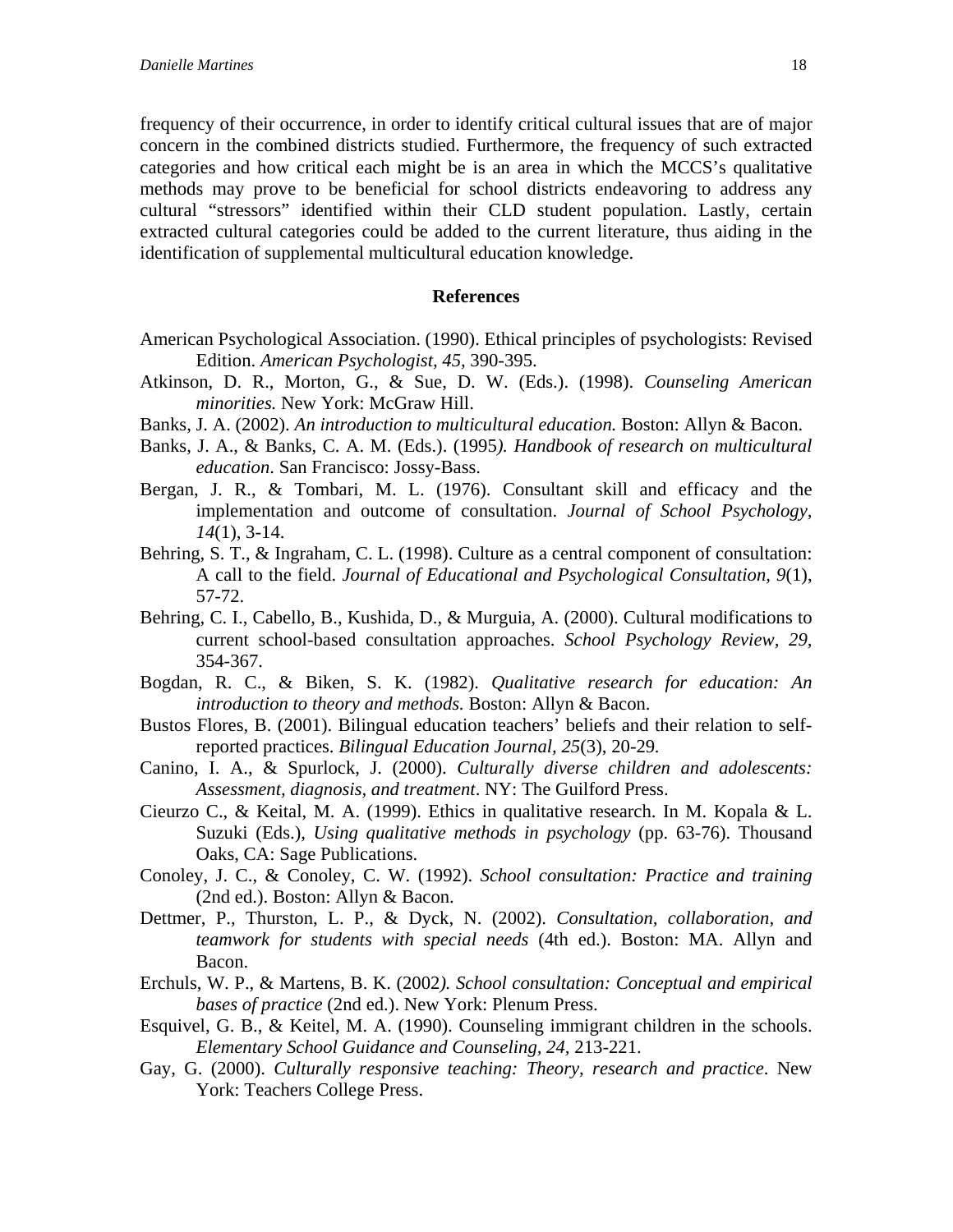frequency of their occurrence, in order to identify critical cultural issues that are of major concern in the combined districts studied. Furthermore, the frequency of such extracted categories and how critical each might be is an area in which the MCCS's qualitative methods may prove to be beneficial for school districts endeavoring to address any cultural "stressors" identified within their CLD student population. Lastly, certain extracted cultural categories could be added to the current literature, thus aiding in the identification of supplemental multicultural education knowledge.

## References

American Psychological Association. (1990). Ethical principles of psychologists: Revised Edition. *American Psychologist, 45*, 390-395.

Atkinson, D. R., Morton, G., & Sue, D. W. (Eds.). (1998). *Counseling American minorities.* New York: McGraw Hill.

Banks, J. A. (2002). *An introduction to multicultural education.* Boston: Allyn & Bacon.

Banks, J. A., & Banks, C. A. M. (Eds.). (1995*). Handbook of research on multicultural education*. San Francisco: Jossy-Bass.

Bergan, J. R., & Tombari, M. L. (1976). Consultant skill and efficacy and the implementation and outcome of consultation. *Journal of School Psychology, 14*(1), 3-14.

Behring, S. T., & Ingraham, C. L. (1998). Culture as a central component of consultation: A call to the field. *Journal of Educational and Psychological Consultation, 9*(1), 57-72.

Behring, C. I., Cabello, B., Kushida, D., & Murguia, A. (2000). Cultural modifications to current school-based consultation approaches. *School Psychology Review, 29,* 354-367.

Bogdan, R. C., & Biken, S. K. (1982). *Qualitative research for education: An introduction to theory and methods.* Boston: Allyn & Bacon.

Bustos Flores, B. (2001). Bilingual education teachers' beliefs and their relation to self-reported practices. *Bilingual Education Journal, 25*(3), 20-29.

Canino, I. A., & Spurlock, J. (2000). *Culturally diverse children and adolescents: Assessment, diagnosis, and treatment*. NY: The Guilford Press.

Cieurzo C., & Keital, M. A. (1999). Ethics in qualitative research. In M. Kopala & L. Suzuki (Eds.), *Using qualitative methods in psychology* (pp. 63-76). Thousand Oaks, CA: Sage Publications.

Conoley, J. C., & Conoley, C. W. (1992). *School consultation: Practice and training* (2nd ed.). Boston: Allyn & Bacon.

Dettmer, P., Thurston, L. P., & Dyck, N. (2002). *Consultation, collaboration, and teamwork for students with special needs* (4th ed.). Boston: MA. Allyn and Bacon.

Erchuls, W. P., & Martens, B. K. (2002*). School consultation: Conceptual and empirical bases of practice* (2nd ed.). New York: Plenum Press.

Esquivel, G. B., & Keitel, M. A. (1990). Counseling immigrant children in the schools. *Elementary School Guidance and Counseling, 24,* 213-221.

Gay, G. (2000). *Culturally responsive teaching: Theory, research and practice*. New York: Teachers College Press.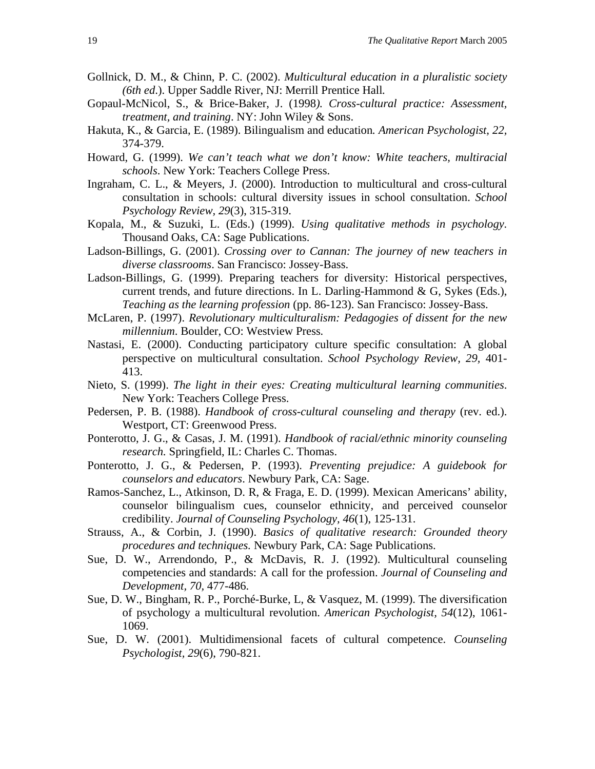Gollnick, D. M., & Chinn, P. C. (2002). *Multicultural education in a pluralistic society (6th ed*.). Upper Saddle River, NJ: Merrill Prentice Hall*.*

Gopaul-McNicol, S., & Brice-Baker, J. (1998*). Cross-cultural practice: Assessment, treatment, and training*. NY: John Wiley & Sons.

Hakuta, K., & Garcia, E. (1989). Bilingualism and education*. American Psychologist, 22*, 374-379.

Howard, G. (1999). *We can't teach what we don't know: White teachers, multiracial schools*. New York: Teachers College Press.

Ingraham, C. L., & Meyers, J. (2000). Introduction to multicultural and cross-cultural consultation in schools: cultural diversity issues in school consultation. *School Psychology Review*, *29*(3), 315-319.

Kopala, M., & Suzuki, L. (Eds.) (1999). *Using qualitative methods in psychology*. Thousand Oaks, CA: Sage Publications.

Ladson-Billings, G. (2001). *Crossing over to Cannan: The journey of new teachers in diverse classrooms*. San Francisco: Jossey-Bass.

Ladson-Billings, G. (1999). Preparing teachers for diversity: Historical perspectives, current trends, and future directions. In L. Darling-Hammond & G, Sykes (Eds.), *Teaching as the learning profession* (pp. 86-123). San Francisco: Jossey-Bass.

McLaren, P. (1997). *Revolutionary multiculturalism: Pedagogies of dissent for the new millennium*. Boulder, CO: Westview Press.

Nastasi, E. (2000). Conducting participatory culture specific consultation: A global perspective on multicultural consultation. *School Psychology Review, 29,* 401-413.

Nieto, S. (1999). *The light in their eyes: Creating multicultural learning communities*. New York: Teachers College Press.

Pedersen, P. B. (1988). *Handbook of cross-cultural counseling and therapy* (rev. ed.). Westport, CT: Greenwood Press.

Ponterotto, J. G., & Casas, J. M. (1991). *Handbook of racial/ethnic minority counseling research.* Springfield, IL: Charles C. Thomas.

Ponterotto, J. G., & Pedersen, P. (1993). *Preventing prejudice: A guidebook for counselors and educators*. Newbury Park, CA: Sage.

Ramos-Sanchez, L., Atkinson, D. R, & Fraga, E. D. (1999). Mexican Americans' ability, counselor bilingualism cues, counselor ethnicity, and perceived counselor credibility. *Journal of Counseling Psychology, 46*(1), 125-131.

Strauss, A., & Corbin, J. (1990). *Basics of qualitative research: Grounded theory procedures and techniques.* Newbury Park, CA: Sage Publications.

Sue, D. W., Arrendondo, P., & McDavis, R. J. (1992). Multicultural counseling competencies and standards: A call for the profession. *Journal of Counseling and Development*, *70*, 477-486.

Sue, D. W., Bingham, R. P., Porché-Burke, L, & Vasquez, M. (1999). The diversification of psychology a multicultural revolution. *American Psychologist, 54*(12), 1061-1069.

Sue, D. W. (2001). Multidimensional facets of cultural competence. *Counseling Psychologist*, *29*(6), 790-821.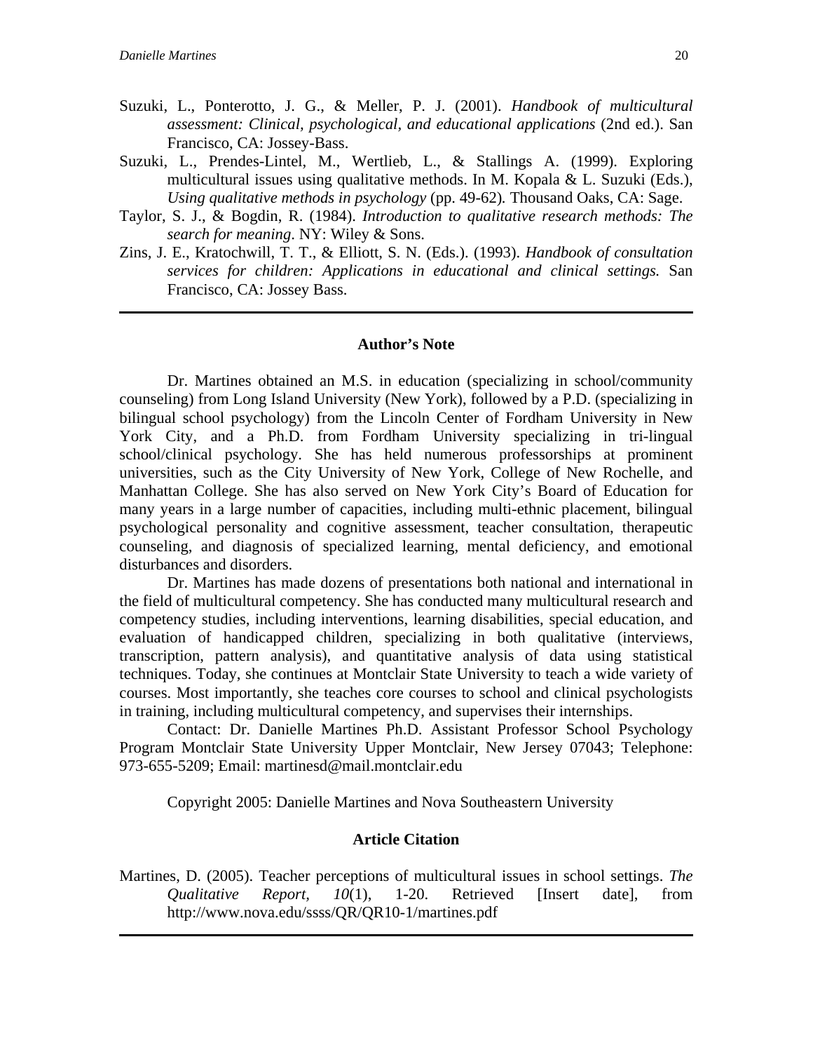Suzuki, L., Ponterotto, J. G., & Meller, P. J. (2001). *Handbook of multicultural assessment: Clinical, psychological, and educational applications* (2nd ed.). San Francisco, CA: Jossey-Bass.

Suzuki, L., Prendes-Lintel, M., Wertlieb, L., & Stallings A. (1999). Exploring multicultural issues using qualitative methods. In M. Kopala & L. Suzuki (Eds.), *Using qualitative methods in psychology* (pp. 49-62)*.* Thousand Oaks, CA: Sage.

Taylor, S. J., & Bogdin, R. (1984). *Introduction to qualitative research methods: The search for meaning*. NY: Wiley & Sons.

Zins, J. E., Kratochwill, T. T., & Elliott, S. N. (Eds.). (1993). *Handbook of consultation services for children: Applications in educational and clinical settings.* San Francisco, CA: Jossey Bass.

---

## Author's Note

Dr. Martines obtained an M.S. in education (specializing in school/community counseling) from Long Island University (New York), followed by a P.D. (specializing in bilingual school psychology) from the Lincoln Center of Fordham University in New York City, and a Ph.D. from Fordham University specializing in tri-lingual school/clinical psychology. She has held numerous professorships at prominent universities, such as the City University of New York, College of New Rochelle, and Manhattan College. She has also served on New York City's Board of Education for many years in a large number of capacities, including multi-ethnic placement, bilingual psychological personality and cognitive assessment, teacher consultation, therapeutic counseling, and diagnosis of specialized learning, mental deficiency, and emotional disturbances and disorders.

Dr. Martines has made dozens of presentations both national and international in the field of multicultural competency. She has conducted many multicultural research and competency studies, including interventions, learning disabilities, special education, and evaluation of handicapped children, specializing in both qualitative (interviews, transcription, pattern analysis), and quantitative analysis of data using statistical techniques. Today, she continues at Montclair State University to teach a wide variety of courses. Most importantly, she teaches core courses to school and clinical psychologists in training, including multicultural competency, and supervises their internships.

Contact: Dr. Danielle Martines Ph.D. Assistant Professor School Psychology Program Montclair State University Upper Montclair, New Jersey 07043; Telephone: 973-655-5209; Email: martinesd@mail.montclair.edu

Copyright 2005: Danielle Martines and Nova Southeastern University

## Article Citation

Martines, D. (2005). Teacher perceptions of multicultural issues in school settings. *The Qualitative Report, 10*(1), 1-20. Retrieved [Insert date], from http://www.nova.edu/ssss/QR/QR10-1/martines.pdf

---